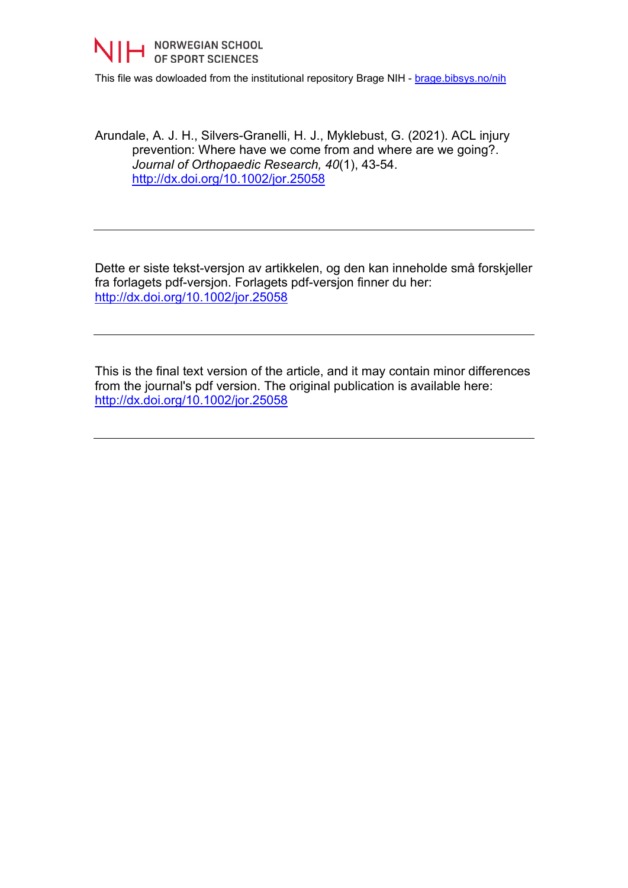NIH NORWEGIAN SCHOOL OF SPORT SCIENCES

This file was dowloaded from the institutional repository Brage NIH - [brage.bibsys.no/nih](brage.bibsys.no/nih)

Arundale, A. J. H., Silvers-Granelli, H. J., Myklebust, G. (2021). ACL injury prevention: Where have we come from and where are we going?. *Journal of Orthopaedic Research, 40*(1), 43-54. [http://dx.doi.org/10.1002/jor.25058](http://dx.doi.org/10.1002/jor.25058)

---

Dette er siste tekst-versjon av artikkelen, og den kan inneholde små forskjeller fra forlagets pdf-versjon. Forlagets pdf-versjon finner du her: [http://dx.doi.org/10.1002/jor.25058](http://dx.doi.org/10.1002/jor.25058)

---

This is the final text version of the article, and it may contain minor differences from the journal's pdf version. The original publication is available here: [http://dx.doi.org/10.1002/jor.25058](http://dx.doi.org/10.1002/jor.25058)

---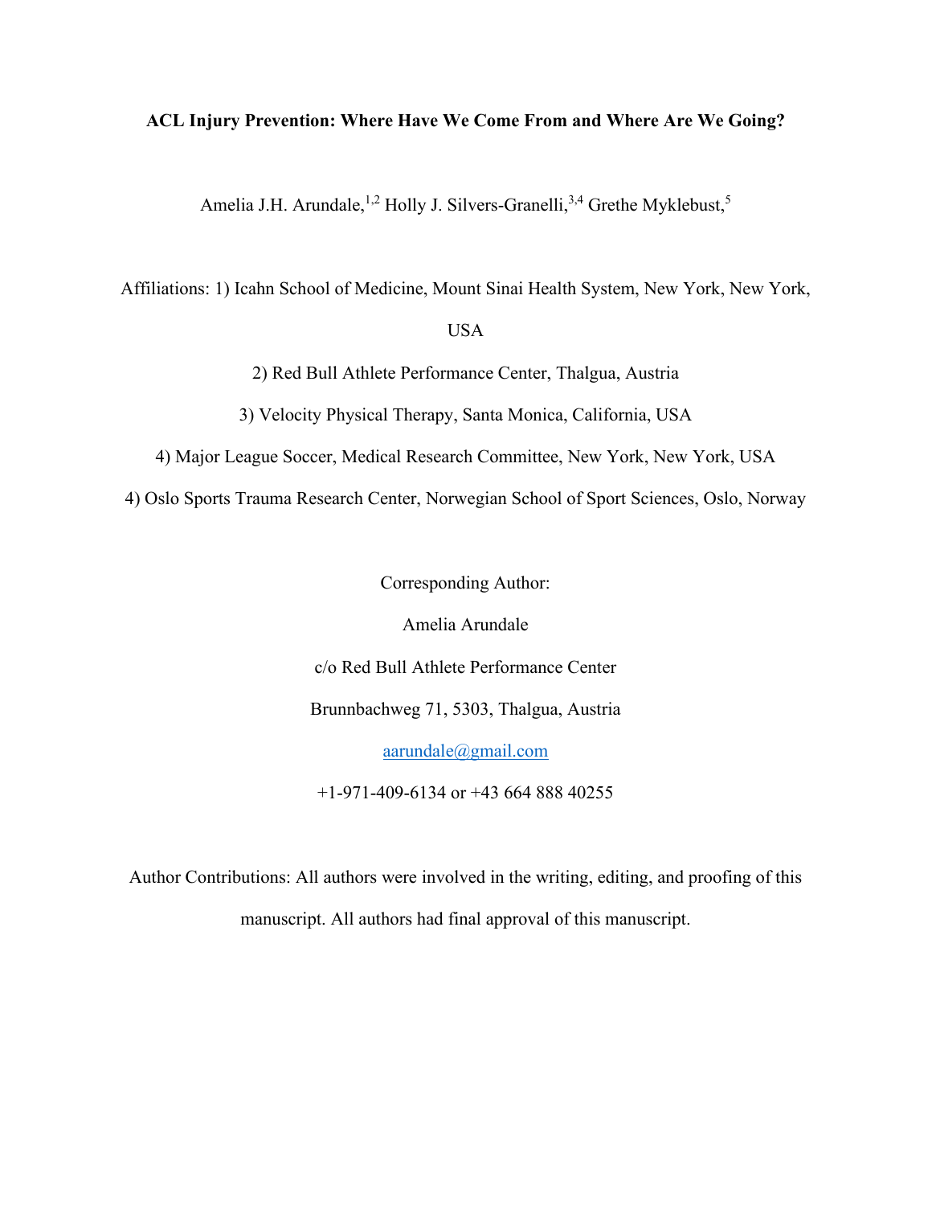**ACL Injury Prevention: Where Have We Come From and Where Are We Going?**

Amelia J.H. Arundale,[1,2] Holly J. Silvers-Granelli,[3,4] Grethe Myklebust,[5]

Affiliations: 1) Icahn School of Medicine, Mount Sinai Health System, New York, New York, USA

2) Red Bull Athlete Performance Center, Thalgua, Austria

3) Velocity Physical Therapy, Santa Monica, California, USA

4) Major League Soccer, Medical Research Committee, New York, New York, USA

4) Oslo Sports Trauma Research Center, Norwegian School of Sport Sciences, Oslo, Norway

Corresponding Author:

Amelia Arundale

c/o Red Bull Athlete Performance Center

Brunnbachweg 71, 5303, Thalgua, Austria

aarundale@gmail.com

+1-971-409-6134 or +43 664 888 40255

Author Contributions: All authors were involved in the writing, editing, and proofing of this manuscript. All authors had final approval of this manuscript.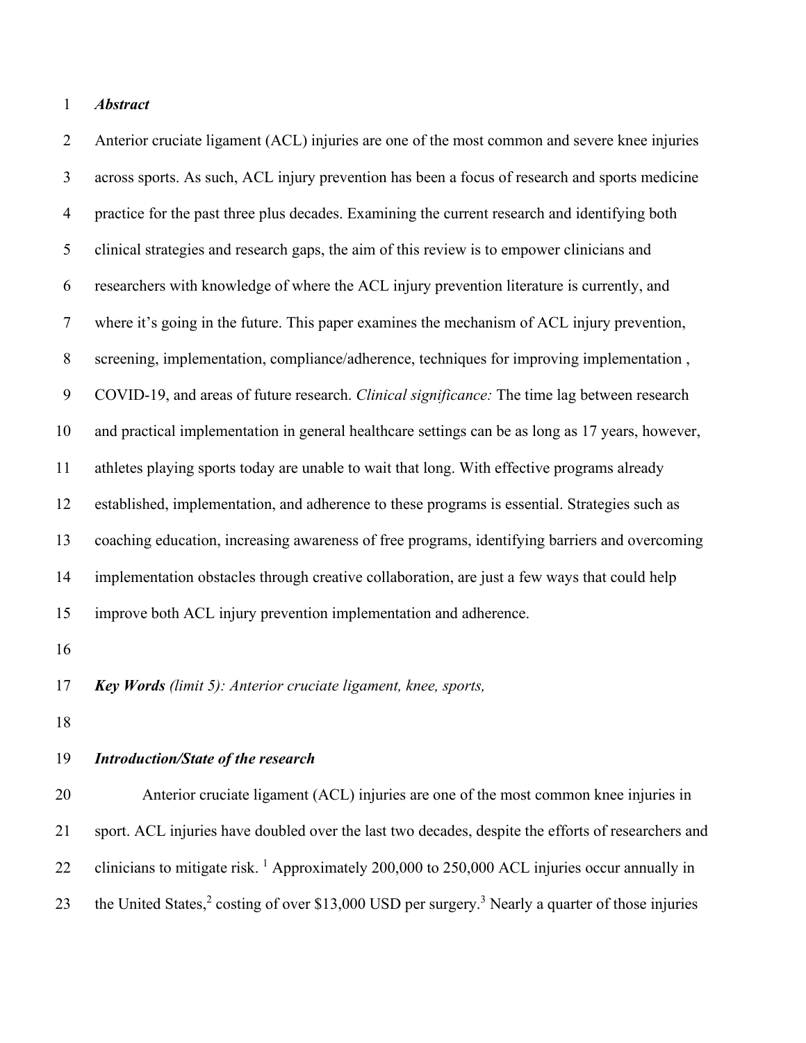***Abstract***

Anterior cruciate ligament (ACL) injuries are one of the most common and severe knee injuries across sports. As such, ACL injury prevention has been a focus of research and sports medicine practice for the past three plus decades. Examining the current research and identifying both clinical strategies and research gaps, the aim of this review is to empower clinicians and researchers with knowledge of where the ACL injury prevention literature is currently, and where it's going in the future. This paper examines the mechanism of ACL injury prevention, screening, implementation, compliance/adherence, techniques for improving implementation , COVID-19, and areas of future research. *Clinical significance:* The time lag between research and practical implementation in general healthcare settings can be as long as 17 years, however, athletes playing sports today are unable to wait that long. With effective programs already established, implementation, and adherence to these programs is essential. Strategies such as coaching education, increasing awareness of free programs, identifying barriers and overcoming implementation obstacles through creative collaboration, are just a few ways that could help improve both ACL injury prevention implementation and adherence.

***Key Words*** *(limit 5): Anterior cruciate ligament, knee, sports,*

***Introduction/State of the research***

Anterior cruciate ligament (ACL) injuries are one of the most common knee injuries in sport. ACL injuries have doubled over the last two decades, despite the efforts of researchers and clinicians to mitigate risk. [1] Approximately 200,000 to 250,000 ACL injuries occur annually in the United States,[2] costing of over $13,000 USD per surgery.[3] Nearly a quarter of those injuries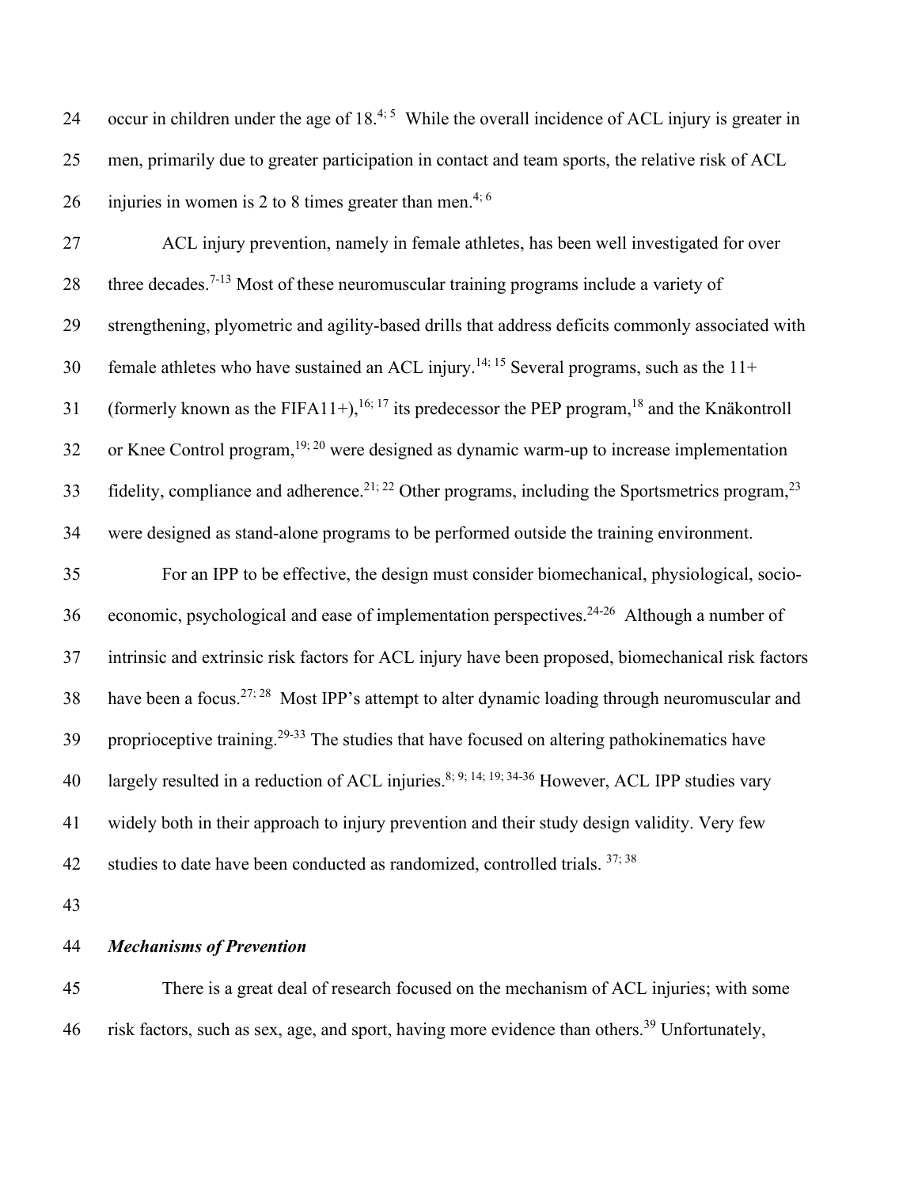occur in children under the age of 18.[4; 5] While the overall incidence of ACL injury is greater in men, primarily due to greater participation in contact and team sports, the relative risk of ACL injuries in women is 2 to 8 times greater than men.[4; 6]

ACL injury prevention, namely in female athletes, has been well investigated for over three decades.[7-13] Most of these neuromuscular training programs include a variety of strengthening, plyometric and agility-based drills that address deficits commonly associated with female athletes who have sustained an ACL injury.[14; 15] Several programs, such as the 11+ (formerly known as the FIFA11+),[16; 17] its predecessor the PEP program,[18] and the Knäkontroll or Knee Control program,[19; 20] were designed as dynamic warm-up to increase implementation fidelity, compliance and adherence.[21; 22] Other programs, including the Sportsmetrics program,[23] were designed as stand-alone programs to be performed outside the training environment.

For an IPP to be effective, the design must consider biomechanical, physiological, socio-economic, psychological and ease of implementation perspectives.[24-26] Although a number of intrinsic and extrinsic risk factors for ACL injury have been proposed, biomechanical risk factors have been a focus.[27; 28] Most IPP's attempt to alter dynamic loading through neuromuscular and proprioceptive training.[29-33] The studies that have focused on altering pathokinematics have largely resulted in a reduction of ACL injuries.[8; 9; 14; 19; 34-36] However, ACL IPP studies vary widely both in their approach to injury prevention and their study design validity. Very few studies to date have been conducted as randomized, controlled trials.[37; 38]

***Mechanisms of Prevention***

There is a great deal of research focused on the mechanism of ACL injuries; with some risk factors, such as sex, age, and sport, having more evidence than others.[39] Unfortunately,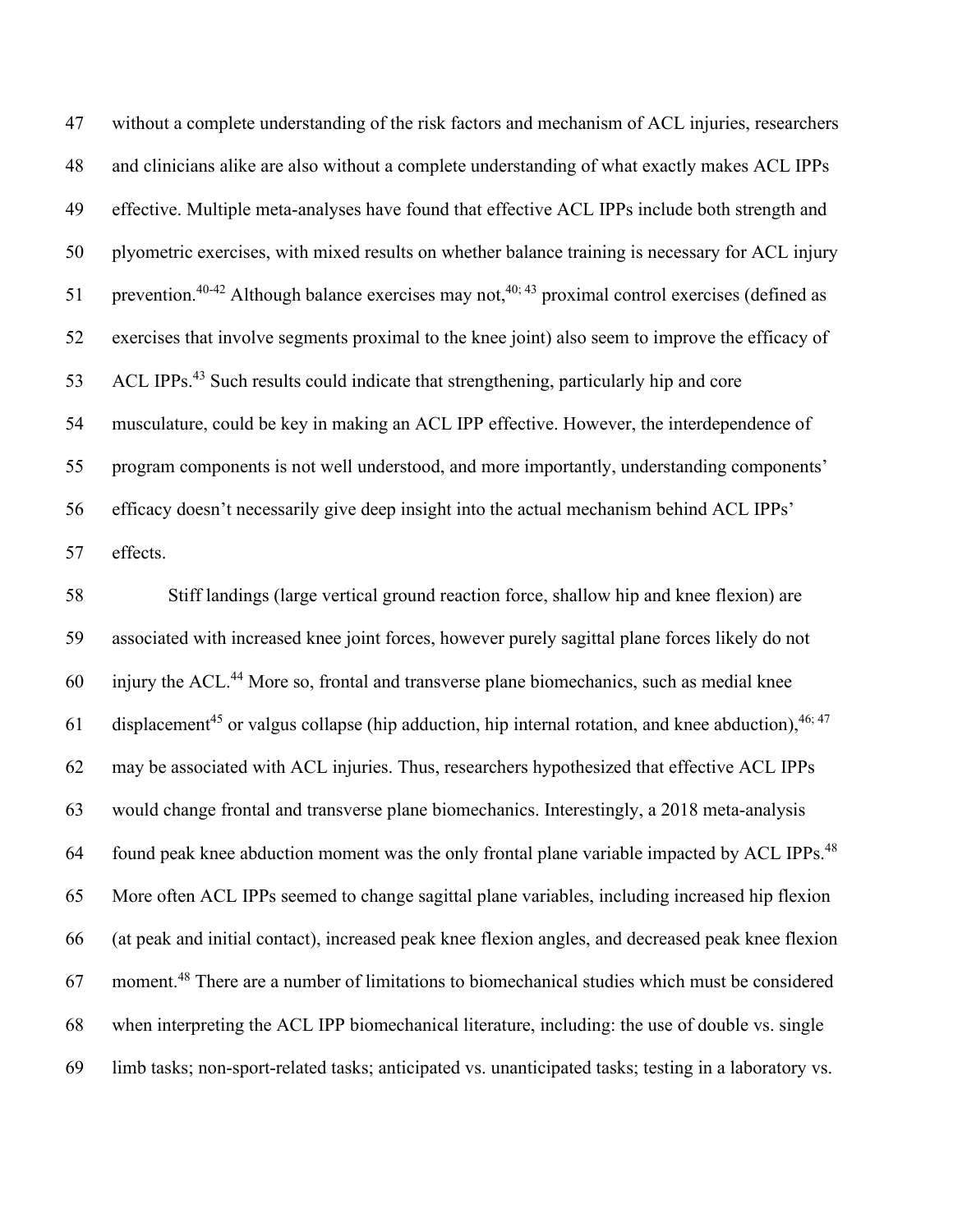without a complete understanding of the risk factors and mechanism of ACL injuries, researchers and clinicians alike are also without a complete understanding of what exactly makes ACL IPPs effective. Multiple meta-analyses have found that effective ACL IPPs include both strength and plyometric exercises, with mixed results on whether balance training is necessary for ACL injury prevention.[40-42] Although balance exercises may not,[40; 43] proximal control exercises (defined as exercises that involve segments proximal to the knee joint) also seem to improve the efficacy of ACL IPPs.[43] Such results could indicate that strengthening, particularly hip and core musculature, could be key in making an ACL IPP effective. However, the interdependence of program components is not well understood, and more importantly, understanding components' efficacy doesn't necessarily give deep insight into the actual mechanism behind ACL IPPs' effects.

Stiff landings (large vertical ground reaction force, shallow hip and knee flexion) are associated with increased knee joint forces, however purely sagittal plane forces likely do not injury the ACL.[44] More so, frontal and transverse plane biomechanics, such as medial knee displacement[45] or valgus collapse (hip adduction, hip internal rotation, and knee abduction),[46; 47] may be associated with ACL injuries. Thus, researchers hypothesized that effective ACL IPPs would change frontal and transverse plane biomechanics. Interestingly, a 2018 meta-analysis found peak knee abduction moment was the only frontal plane variable impacted by ACL IPPs.[48] More often ACL IPPs seemed to change sagittal plane variables, including increased hip flexion (at peak and initial contact), increased peak knee flexion angles, and decreased peak knee flexion moment.[48] There are a number of limitations to biomechanical studies which must be considered when interpreting the ACL IPP biomechanical literature, including: the use of double vs. single limb tasks; non-sport-related tasks; anticipated vs. unanticipated tasks; testing in a laboratory vs.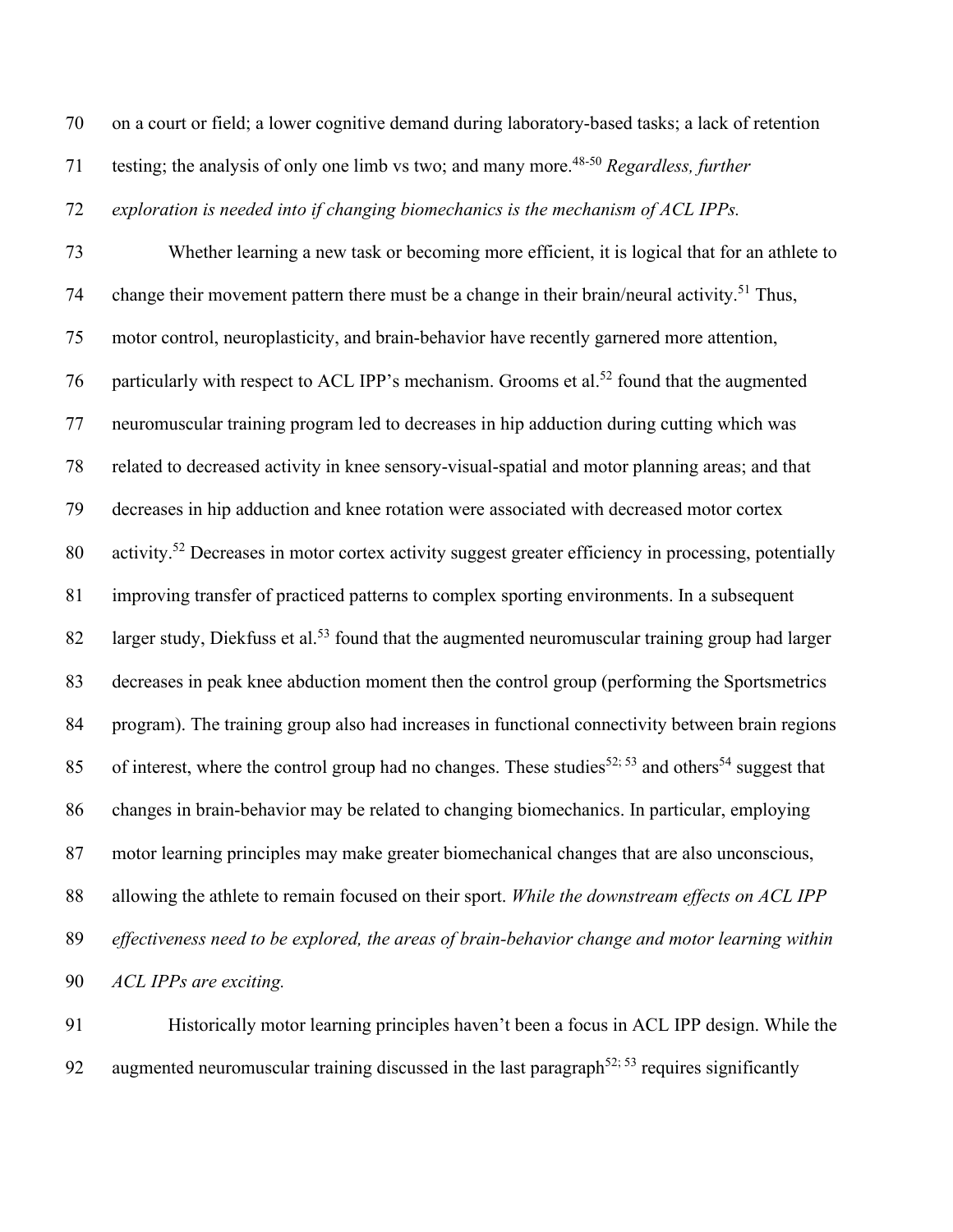on a court or field; a lower cognitive demand during laboratory-based tasks; a lack of retention testing; the analysis of only one limb vs two; and many more.[48-50] *Regardless, further exploration is needed into if changing biomechanics is the mechanism of ACL IPPs.*

Whether learning a new task or becoming more efficient, it is logical that for an athlete to change their movement pattern there must be a change in their brain/neural activity.[51] Thus, motor control, neuroplasticity, and brain-behavior have recently garnered more attention, particularly with respect to ACL IPP's mechanism. Grooms et al.[52] found that the augmented neuromuscular training program led to decreases in hip adduction during cutting which was related to decreased activity in knee sensory-visual-spatial and motor planning areas; and that decreases in hip adduction and knee rotation were associated with decreased motor cortex activity.[52] Decreases in motor cortex activity suggest greater efficiency in processing, potentially improving transfer of practiced patterns to complex sporting environments. In a subsequent larger study, Diekfuss et al.[53] found that the augmented neuromuscular training group had larger decreases in peak knee abduction moment then the control group (performing the Sportsmetrics program). The training group also had increases in functional connectivity between brain regions of interest, where the control group had no changes. These studies[52; 53] and others[54] suggest that changes in brain-behavior may be related to changing biomechanics. In particular, employing motor learning principles may make greater biomechanical changes that are also unconscious, allowing the athlete to remain focused on their sport. *While the downstream effects on ACL IPP effectiveness need to be explored, the areas of brain-behavior change and motor learning within ACL IPPs are exciting.*

Historically motor learning principles haven't been a focus in ACL IPP design. While the augmented neuromuscular training discussed in the last paragraph[52; 53] requires significantly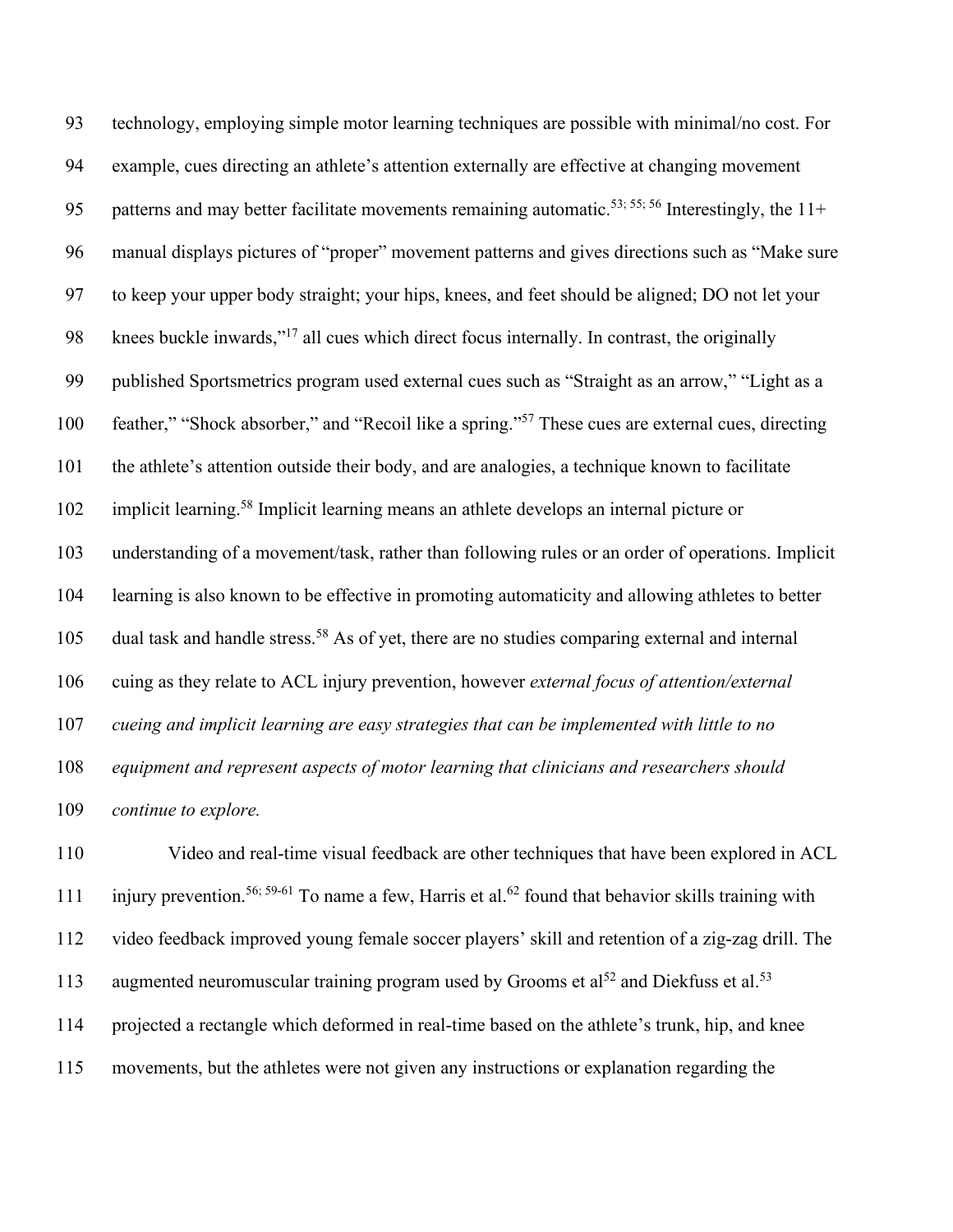technology, employing simple motor learning techniques are possible with minimal/no cost. For example, cues directing an athlete's attention externally are effective at changing movement patterns and may better facilitate movements remaining automatic.[53; 55; 56] Interestingly, the 11+ manual displays pictures of "proper" movement patterns and gives directions such as "Make sure to keep your upper body straight; your hips, knees, and feet should be aligned; DO not let your knees buckle inwards,"[17] all cues which direct focus internally. In contrast, the originally published Sportsmetrics program used external cues such as "Straight as an arrow," "Light as a feather," "Shock absorber," and "Recoil like a spring."[57] These cues are external cues, directing the athlete's attention outside their body, and are analogies, a technique known to facilitate implicit learning.[58] Implicit learning means an athlete develops an internal picture or understanding of a movement/task, rather than following rules or an order of operations. Implicit learning is also known to be effective in promoting automaticity and allowing athletes to better dual task and handle stress.[58] As of yet, there are no studies comparing external and internal cuing as they relate to ACL injury prevention, however *external focus of attention/external cueing and implicit learning are easy strategies that can be implemented with little to no equipment and represent aspects of motor learning that clinicians and researchers should continue to explore.*

Video and real-time visual feedback are other techniques that have been explored in ACL injury prevention.[56; 59-61] To name a few, Harris et al.[62] found that behavior skills training with video feedback improved young female soccer players' skill and retention of a zig-zag drill. The augmented neuromuscular training program used by Grooms et al[52] and Diekfuss et al.[53] projected a rectangle which deformed in real-time based on the athlete's trunk, hip, and knee movements, but the athletes were not given any instructions or explanation regarding the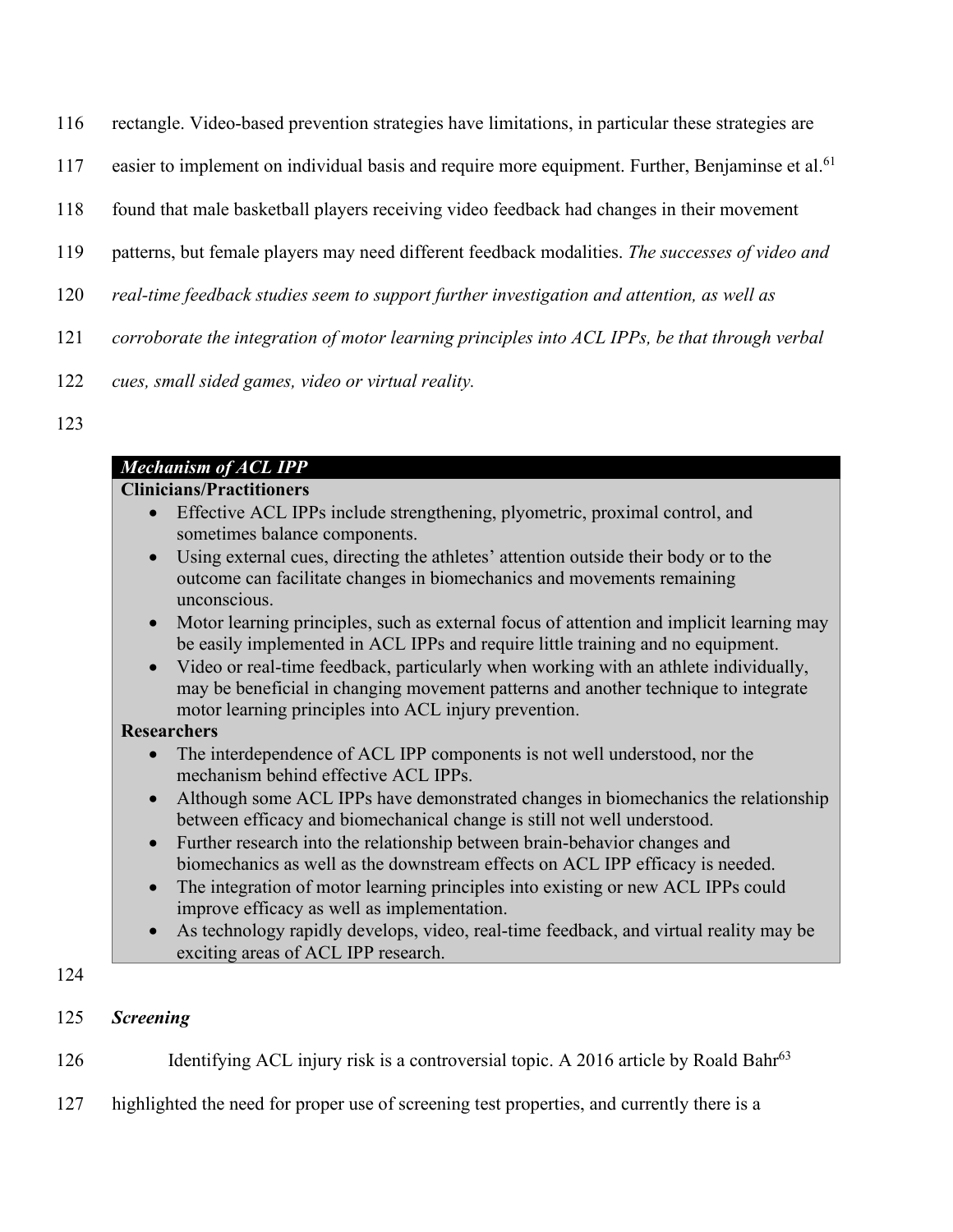rectangle. Video-based prevention strategies have limitations, in particular these strategies are easier to implement on individual basis and require more equipment. Further, Benjaminse et al.[61] found that male basketball players receiving video feedback had changes in their movement patterns, but female players may need different feedback modalities. *The successes of video and real-time feedback studies seem to support further investigation and attention, as well as corroborate the integration of motor learning principles into ACL IPPs, be that through verbal cues, small sided games, video or virtual reality.*

***Mechanism of ACL IPP***

**Clinicians/Practitioners**

- Effective ACL IPPs include strengthening, plyometric, proximal control, and sometimes balance components.
- Using external cues, directing the athletes' attention outside their body or to the outcome can facilitate changes in biomechanics and movements remaining unconscious.
- Motor learning principles, such as external focus of attention and implicit learning may be easily implemented in ACL IPPs and require little training and no equipment.
- Video or real-time feedback, particularly when working with an athlete individually, may be beneficial in changing movement patterns and another technique to integrate motor learning principles into ACL injury prevention.

**Researchers**

- The interdependence of ACL IPP components is not well understood, nor the mechanism behind effective ACL IPPs.
- Although some ACL IPPs have demonstrated changes in biomechanics the relationship between efficacy and biomechanical change is still not well understood.
- Further research into the relationship between brain-behavior changes and biomechanics as well as the downstream effects on ACL IPP efficacy is needed.
- The integration of motor learning principles into existing or new ACL IPPs could improve efficacy as well as implementation.
- As technology rapidly develops, video, real-time feedback, and virtual reality may be exciting areas of ACL IPP research.

### *Screening*

Identifying ACL injury risk is a controversial topic. A 2016 article by Roald Bahr[63] highlighted the need for proper use of screening test properties, and currently there is a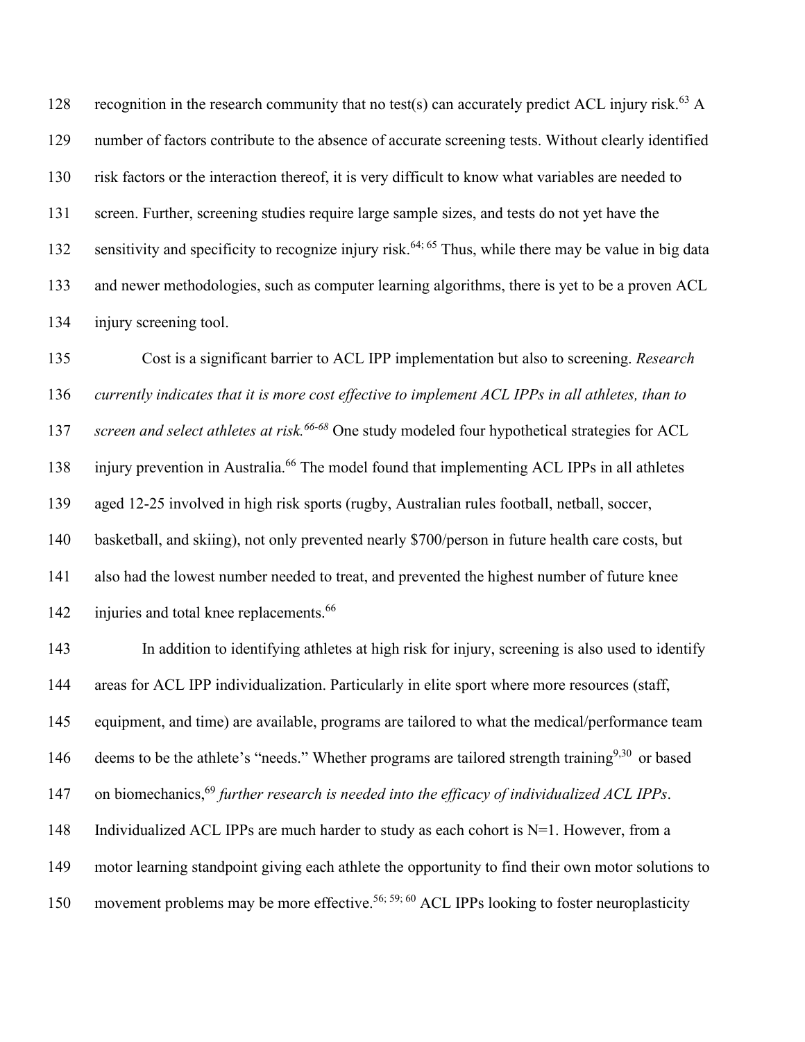recognition in the research community that no test(s) can accurately predict ACL injury risk.[63] A number of factors contribute to the absence of accurate screening tests. Without clearly identified risk factors or the interaction thereof, it is very difficult to know what variables are needed to screen. Further, screening studies require large sample sizes, and tests do not yet have the sensitivity and specificity to recognize injury risk.[64; 65] Thus, while there may be value in big data and newer methodologies, such as computer learning algorithms, there is yet to be a proven ACL injury screening tool.

Cost is a significant barrier to ACL IPP implementation but also to screening. *Research currently indicates that it is more cost effective to implement ACL IPPs in all athletes, than to screen and select athletes at risk.[66-68]* One study modeled four hypothetical strategies for ACL injury prevention in Australia.[66] The model found that implementing ACL IPPs in all athletes aged 12-25 involved in high risk sports (rugby, Australian rules football, netball, soccer, basketball, and skiing), not only prevented nearly $700/person in future health care costs, but also had the lowest number needed to treat, and prevented the highest number of future knee injuries and total knee replacements.[66]

In addition to identifying athletes at high risk for injury, screening is also used to identify areas for ACL IPP individualization. Particularly in elite sport where more resources (staff, equipment, and time) are available, programs are tailored to what the medical/performance team deems to be the athlete's "needs." Whether programs are tailored strength training[9,30] or based on biomechanics,[69] *further research is needed into the efficacy of individualized ACL IPPs*. Individualized ACL IPPs are much harder to study as each cohort is N=1. However, from a motor learning standpoint giving each athlete the opportunity to find their own motor solutions to movement problems may be more effective.[56; 59; 60] ACL IPPs looking to foster neuroplasticity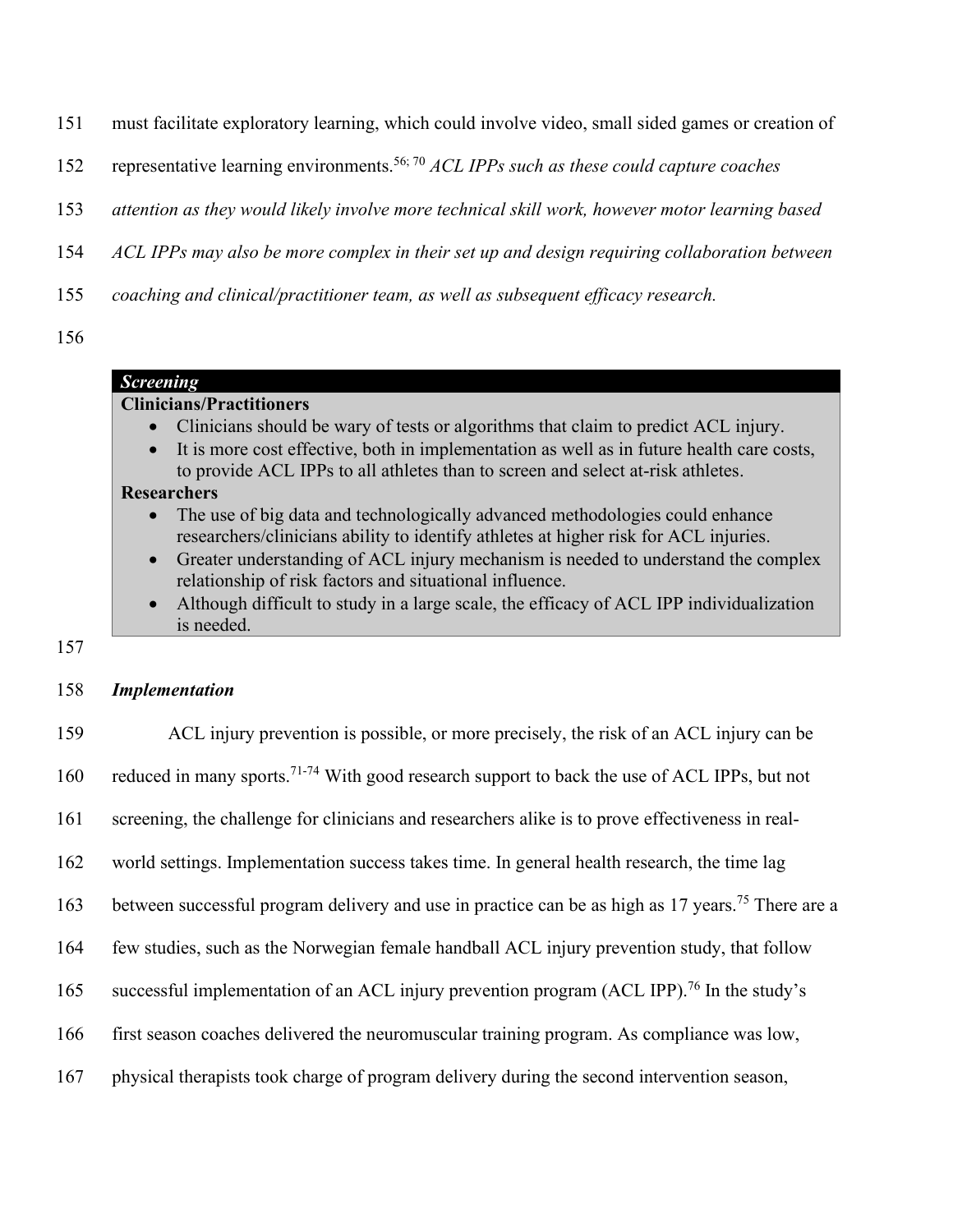must facilitate exploratory learning, which could involve video, small sided games or creation of representative learning environments.[56; 70] *ACL IPPs such as these could capture coaches attention as they would likely involve more technical skill work, however motor learning based ACL IPPs may also be more complex in their set up and design requiring collaboration between coaching and clinical/practitioner team, as well as subsequent efficacy research.*

> ***Screening***
>
> **Clinicians/Practitioners**
> - Clinicians should be wary of tests or algorithms that claim to predict ACL injury.
> - It is more cost effective, both in implementation as well as in future health care costs, to provide ACL IPPs to all athletes than to screen and select at-risk athletes.
>
> **Researchers**
> - The use of big data and technologically advanced methodologies could enhance researchers/clinicians ability to identify athletes at higher risk for ACL injuries.
> - Greater understanding of ACL injury mechanism is needed to understand the complex relationship of risk factors and situational influence.
> - Although difficult to study in a large scale, the efficacy of ACL IPP individualization is needed.

### *Implementation*

ACL injury prevention is possible, or more precisely, the risk of an ACL injury can be reduced in many sports.[71-74] With good research support to back the use of ACL IPPs, but not screening, the challenge for clinicians and researchers alike is to prove effectiveness in real-world settings. Implementation success takes time. In general health research, the time lag between successful program delivery and use in practice can be as high as 17 years.[75] There are a few studies, such as the Norwegian female handball ACL injury prevention study, that follow successful implementation of an ACL injury prevention program (ACL IPP).[76] In the study's first season coaches delivered the neuromuscular training program. As compliance was low, physical therapists took charge of program delivery during the second intervention season,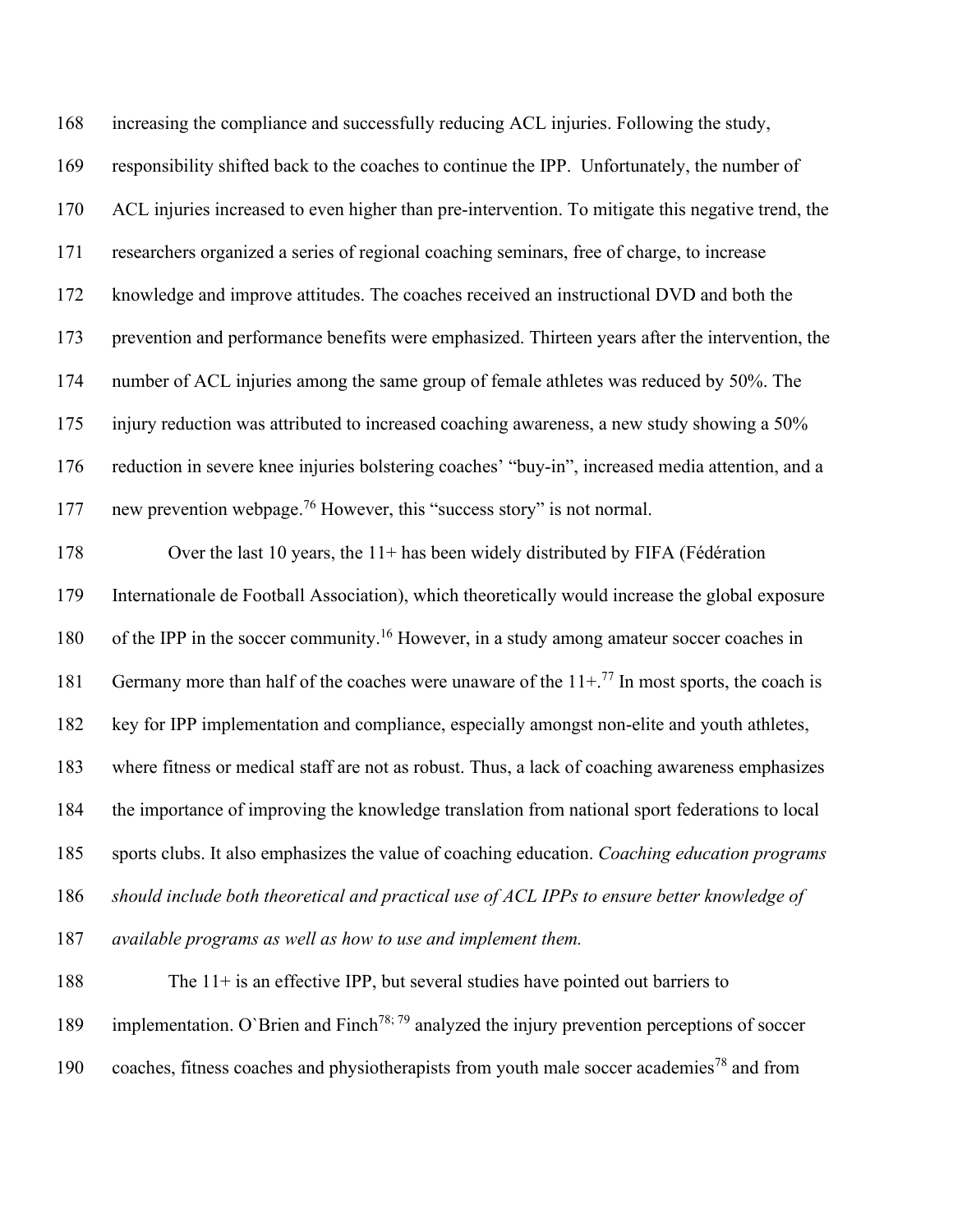increasing the compliance and successfully reducing ACL injuries. Following the study, responsibility shifted back to the coaches to continue the IPP. Unfortunately, the number of ACL injuries increased to even higher than pre-intervention. To mitigate this negative trend, the researchers organized a series of regional coaching seminars, free of charge, to increase knowledge and improve attitudes. The coaches received an instructional DVD and both the prevention and performance benefits were emphasized. Thirteen years after the intervention, the number of ACL injuries among the same group of female athletes was reduced by 50%. The injury reduction was attributed to increased coaching awareness, a new study showing a 50% reduction in severe knee injuries bolstering coaches' "buy-in", increased media attention, and a new prevention webpage.[76] However, this "success story" is not normal.

Over the last 10 years, the 11+ has been widely distributed by FIFA (Fédération Internationale de Football Association), which theoretically would increase the global exposure of the IPP in the soccer community.[16] However, in a study among amateur soccer coaches in Germany more than half of the coaches were unaware of the 11+.[77] In most sports, the coach is key for IPP implementation and compliance, especially amongst non-elite and youth athletes, where fitness or medical staff are not as robust. Thus, a lack of coaching awareness emphasizes the importance of improving the knowledge translation from national sport federations to local sports clubs. It also emphasizes the value of coaching education. *Coaching education programs should include both theoretical and practical use of ACL IPPs to ensure better knowledge of available programs as well as how to use and implement them.*

The 11+ is an effective IPP, but several studies have pointed out barriers to implementation. O`Brien and Finch[78; 79] analyzed the injury prevention perceptions of soccer coaches, fitness coaches and physiotherapists from youth male soccer academies[78] and from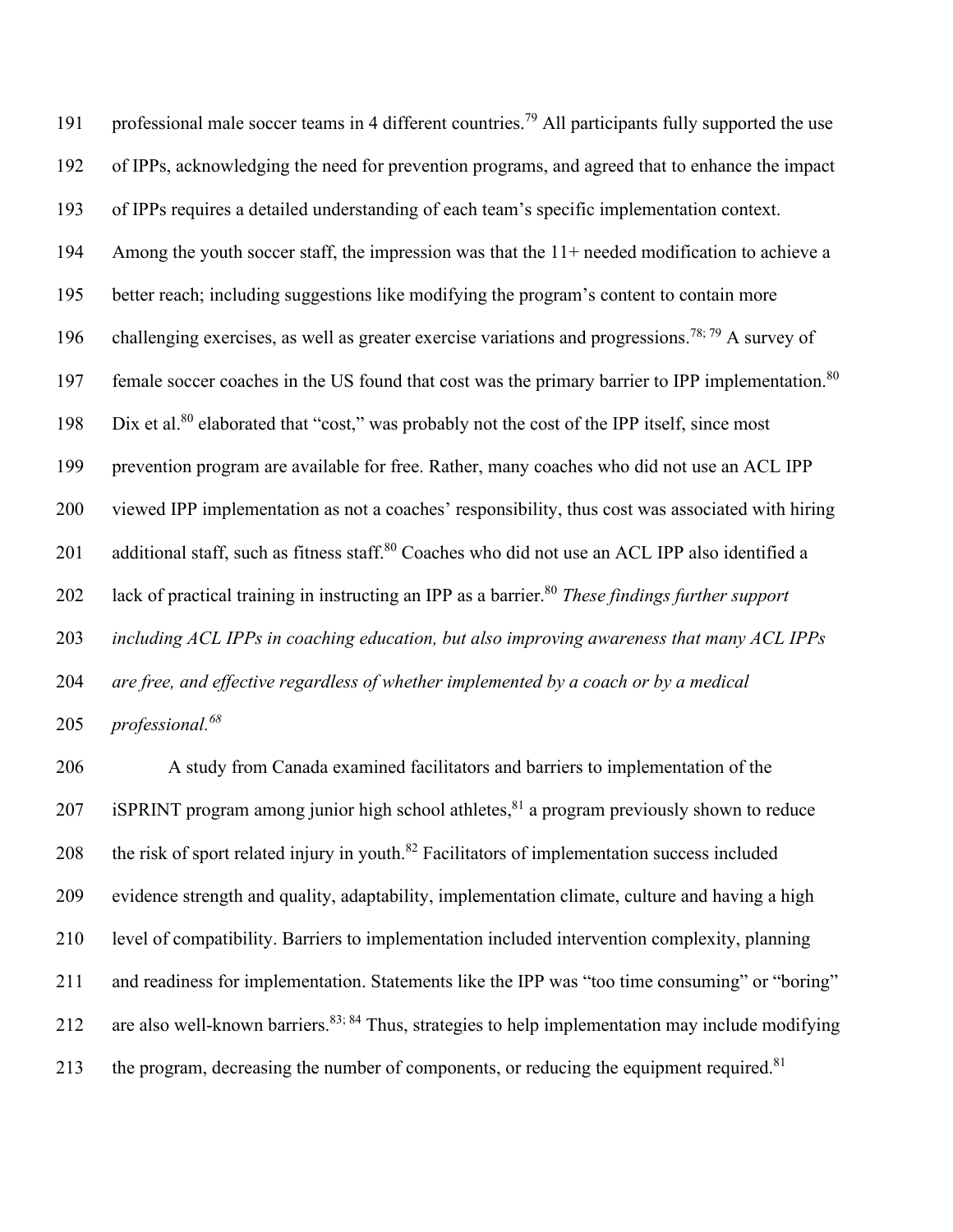professional male soccer teams in 4 different countries.[79] All participants fully supported the use of IPPs, acknowledging the need for prevention programs, and agreed that to enhance the impact of IPPs requires a detailed understanding of each team's specific implementation context. Among the youth soccer staff, the impression was that the 11+ needed modification to achieve a better reach; including suggestions like modifying the program's content to contain more challenging exercises, as well as greater exercise variations and progressions.[78; 79] A survey of female soccer coaches in the US found that cost was the primary barrier to IPP implementation.[80] Dix et al.[80] elaborated that "cost," was probably not the cost of the IPP itself, since most prevention program are available for free. Rather, many coaches who did not use an ACL IPP viewed IPP implementation as not a coaches' responsibility, thus cost was associated with hiring additional staff, such as fitness staff.[80] Coaches who did not use an ACL IPP also identified a lack of practical training in instructing an IPP as a barrier.[80] *These findings further support including ACL IPPs in coaching education, but also improving awareness that many ACL IPPs are free, and effective regardless of whether implemented by a coach or by a medical professional.[68]*

A study from Canada examined facilitators and barriers to implementation of the iSPRINT program among junior high school athletes,[81] a program previously shown to reduce the risk of sport related injury in youth.[82] Facilitators of implementation success included evidence strength and quality, adaptability, implementation climate, culture and having a high level of compatibility. Barriers to implementation included intervention complexity, planning and readiness for implementation. Statements like the IPP was "too time consuming" or "boring" are also well-known barriers.[83; 84] Thus, strategies to help implementation may include modifying the program, decreasing the number of components, or reducing the equipment required.[81]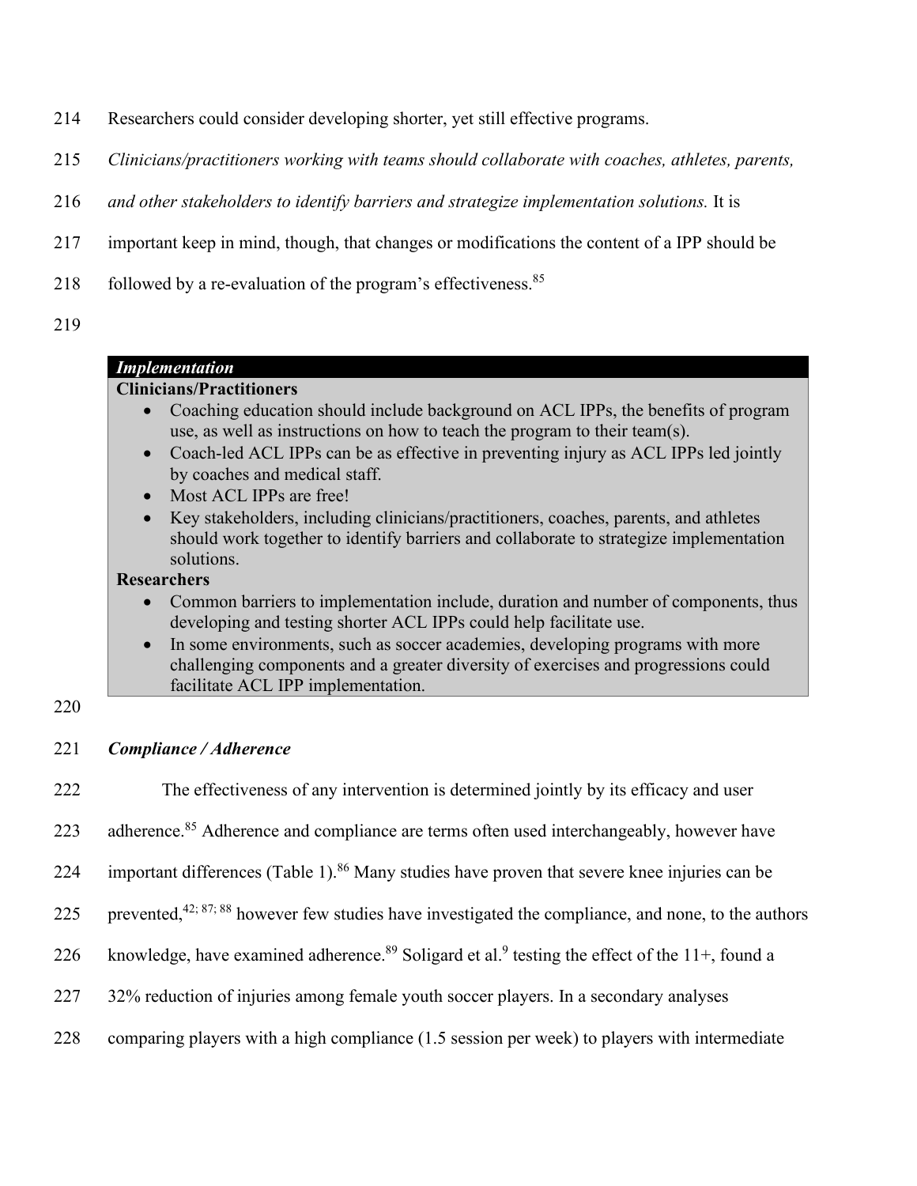Researchers could consider developing shorter, yet still effective programs. *Clinicians/practitioners working with teams should collaborate with coaches, athletes, parents, and other stakeholders to identify barriers and strategize implementation solutions.* It is important keep in mind, though, that changes or modifications the content of a IPP should be followed by a re-evaluation of the program's effectiveness.[85]

> ***Implementation***
>
> **Clinicians/Practitioners**
>
> - Coaching education should include background on ACL IPPs, the benefits of program use, as well as instructions on how to teach the program to their team(s).
> - Coach-led ACL IPPs can be as effective in preventing injury as ACL IPPs led jointly by coaches and medical staff.
> - Most ACL IPPs are free!
> - Key stakeholders, including clinicians/practitioners, coaches, parents, and athletes should work together to identify barriers and collaborate to strategize implementation solutions.
>
> **Researchers**
>
> - Common barriers to implementation include, duration and number of components, thus developing and testing shorter ACL IPPs could help facilitate use.
> - In some environments, such as soccer academies, developing programs with more challenging components and a greater diversity of exercises and progressions could facilitate ACL IPP implementation.

### *Compliance / Adherence*

The effectiveness of any intervention is determined jointly by its efficacy and user adherence.[85] Adherence and compliance are terms often used interchangeably, however have important differences (Table 1).[86] Many studies have proven that severe knee injuries can be prevented,[42; 87; 88] however few studies have investigated the compliance, and none, to the authors knowledge, have examined adherence.[89] Soligard et al.[9] testing the effect of the 11+, found a 32% reduction of injuries among female youth soccer players. In a secondary analyses comparing players with a high compliance (1.5 session per week) to players with intermediate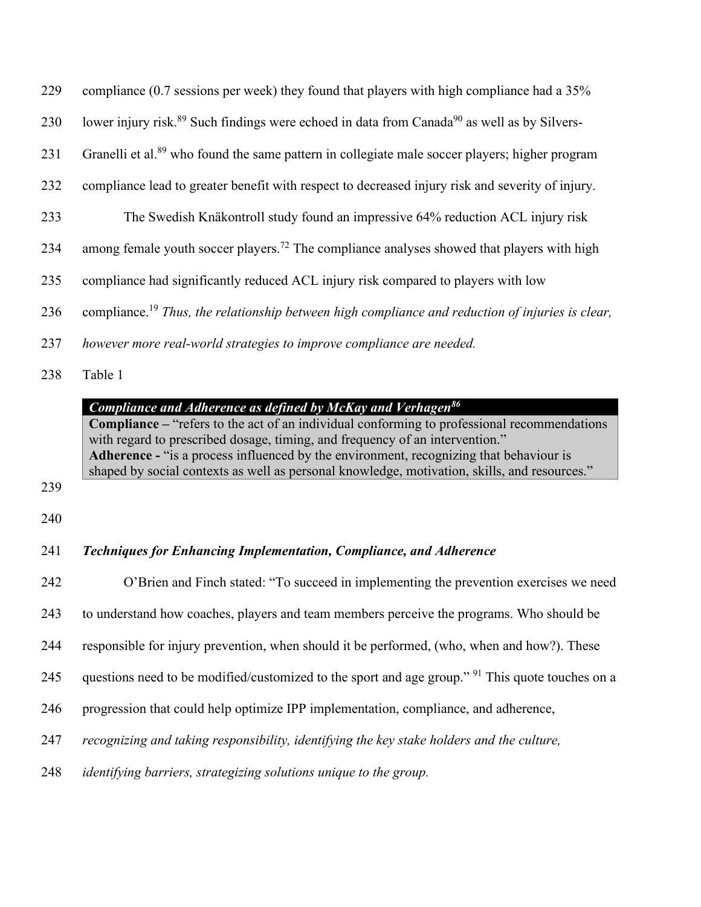compliance (0.7 sessions per week) they found that players with high compliance had a 35% lower injury risk.[89] Such findings were echoed in data from Canada[90] as well as by Silvers-Granelli et al.[89] who found the same pattern in collegiate male soccer players; higher program compliance lead to greater benefit with respect to decreased injury risk and severity of injury.

The Swedish Knäkontroll study found an impressive 64% reduction ACL injury risk among female youth soccer players.[72] The compliance analyses showed that players with high compliance had significantly reduced ACL injury risk compared to players with low compliance.[19] *Thus, the relationship between high compliance and reduction of injuries is clear, however more real-world strategies to improve compliance are needed.*

Table 1

| ***Compliance and Adherence as defined by McKay and Verhagen[86]*** |
|---|
| **Compliance –** "refers to the act of an individual conforming to professional recommendations with regard to prescribed dosage, timing, and frequency of an intervention." **Adherence -** "is a process influenced by the environment, recognizing that behaviour is shaped by social contexts as well as personal knowledge, motivation, skills, and resources." |

### *Techniques for Enhancing Implementation, Compliance, and Adherence*

O'Brien and Finch stated: "To succeed in implementing the prevention exercises we need to understand how coaches, players and team members perceive the programs. Who should be responsible for injury prevention, when should it be performed, (who, when and how?). These questions need to be modified/customized to the sport and age group." [91] This quote touches on a progression that could help optimize IPP implementation, compliance, and adherence, *recognizing and taking responsibility, identifying the key stake holders and the culture, identifying barriers, strategizing solutions unique to the group.*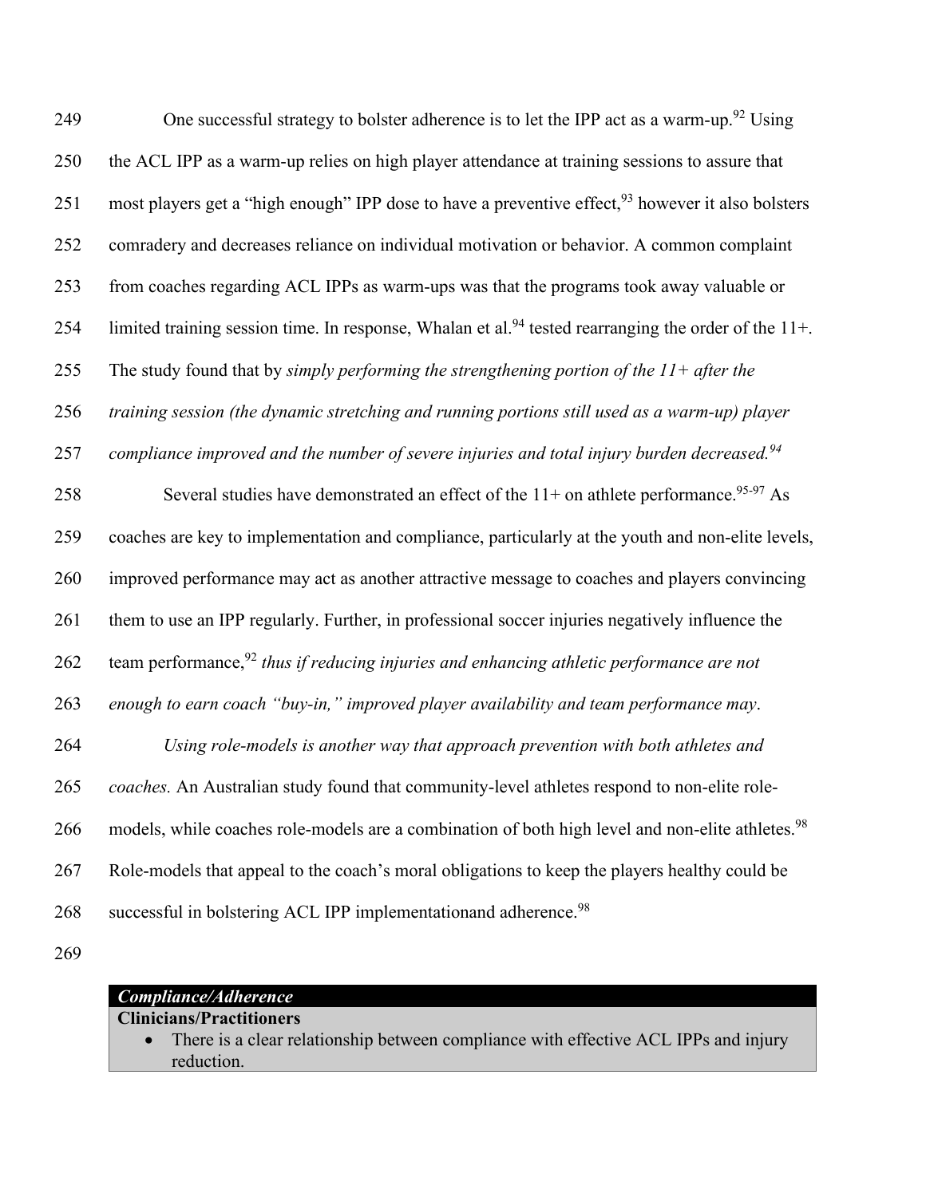One successful strategy to bolster adherence is to let the IPP act as a warm-up.[92] Using the ACL IPP as a warm-up relies on high player attendance at training sessions to assure that most players get a "high enough" IPP dose to have a preventive effect,[93] however it also bolsters comradery and decreases reliance on individual motivation or behavior. A common complaint from coaches regarding ACL IPPs as warm-ups was that the programs took away valuable or limited training session time. In response, Whalan et al.[94] tested rearranging the order of the 11+. The study found that by *simply performing the strengthening portion of the 11+ after the training session (the dynamic stretching and running portions still used as a warm-up) player compliance improved and the number of severe injuries and total injury burden decreased.[94]*

Several studies have demonstrated an effect of the 11+ on athlete performance.[95-97] As coaches are key to implementation and compliance, particularly at the youth and non-elite levels, improved performance may act as another attractive message to coaches and players convincing them to use an IPP regularly. Further, in professional soccer injuries negatively influence the team performance,[92] *thus if reducing injuries and enhancing athletic performance are not enough to earn coach "buy-in," improved player availability and team performance may*.

*Using role-models is another way that approach prevention with both athletes and coaches.* An Australian study found that community-level athletes respond to non-elite role-models, while coaches role-models are a combination of both high level and non-elite athletes.[98] Role-models that appeal to the coach's moral obligations to keep the players healthy could be successful in bolstering ACL IPP implementationand adherence.[98]

| ***Compliance/Adherence*** |
| --- |
| **Clinicians/Practitioners**<br>• There is a clear relationship between compliance with effective ACL IPPs and injury reduction. |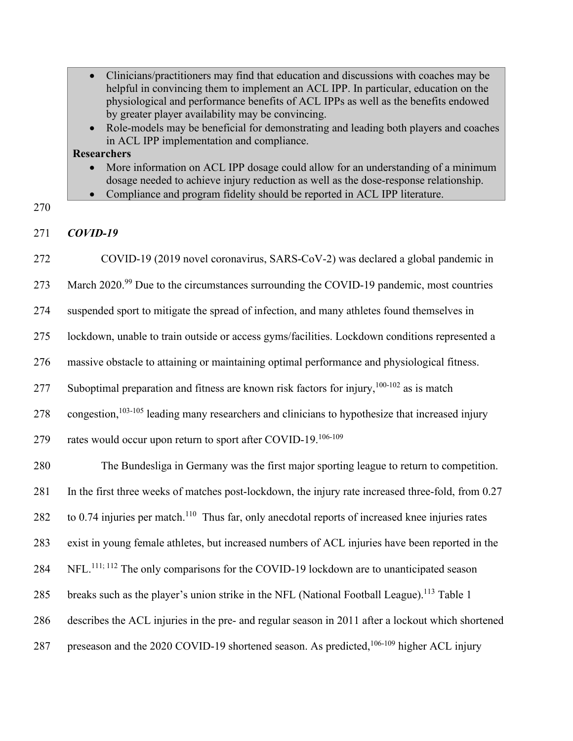- Clinicians/practitioners may find that education and discussions with coaches may be helpful in convincing them to implement an ACL IPP. In particular, education on the physiological and performance benefits of ACL IPPs as well as the benefits endowed by greater player availability may be convincing.
- Role-models may be beneficial for demonstrating and leading both players and coaches in ACL IPP implementation and compliance.

**Researchers**

- More information on ACL IPP dosage could allow for an understanding of a minimum dosage needed to achieve injury reduction as well as the dose-response relationship.
- Compliance and program fidelity should be reported in ACL IPP literature.

### *COVID-19*

COVID-19 (2019 novel coronavirus, SARS-CoV-2) was declared a global pandemic in March 2020.[99] Due to the circumstances surrounding the COVID-19 pandemic, most countries suspended sport to mitigate the spread of infection, and many athletes found themselves in lockdown, unable to train outside or access gyms/facilities. Lockdown conditions represented a massive obstacle to attaining or maintaining optimal performance and physiological fitness. Suboptimal preparation and fitness are known risk factors for injury,[100-102] as is match congestion,[103-105] leading many researchers and clinicians to hypothesize that increased injury rates would occur upon return to sport after COVID-19.[106-109]

The Bundesliga in Germany was the first major sporting league to return to competition. In the first three weeks of matches post-lockdown, the injury rate increased three-fold, from 0.27 to 0.74 injuries per match.[110] Thus far, only anecdotal reports of increased knee injuries rates exist in young female athletes, but increased numbers of ACL injuries have been reported in the NFL.[111; 112] The only comparisons for the COVID-19 lockdown are to unanticipated season breaks such as the player's union strike in the NFL (National Football League).[113] Table 1 describes the ACL injuries in the pre- and regular season in 2011 after a lockout which shortened preseason and the 2020 COVID-19 shortened season. As predicted,[106-109] higher ACL injury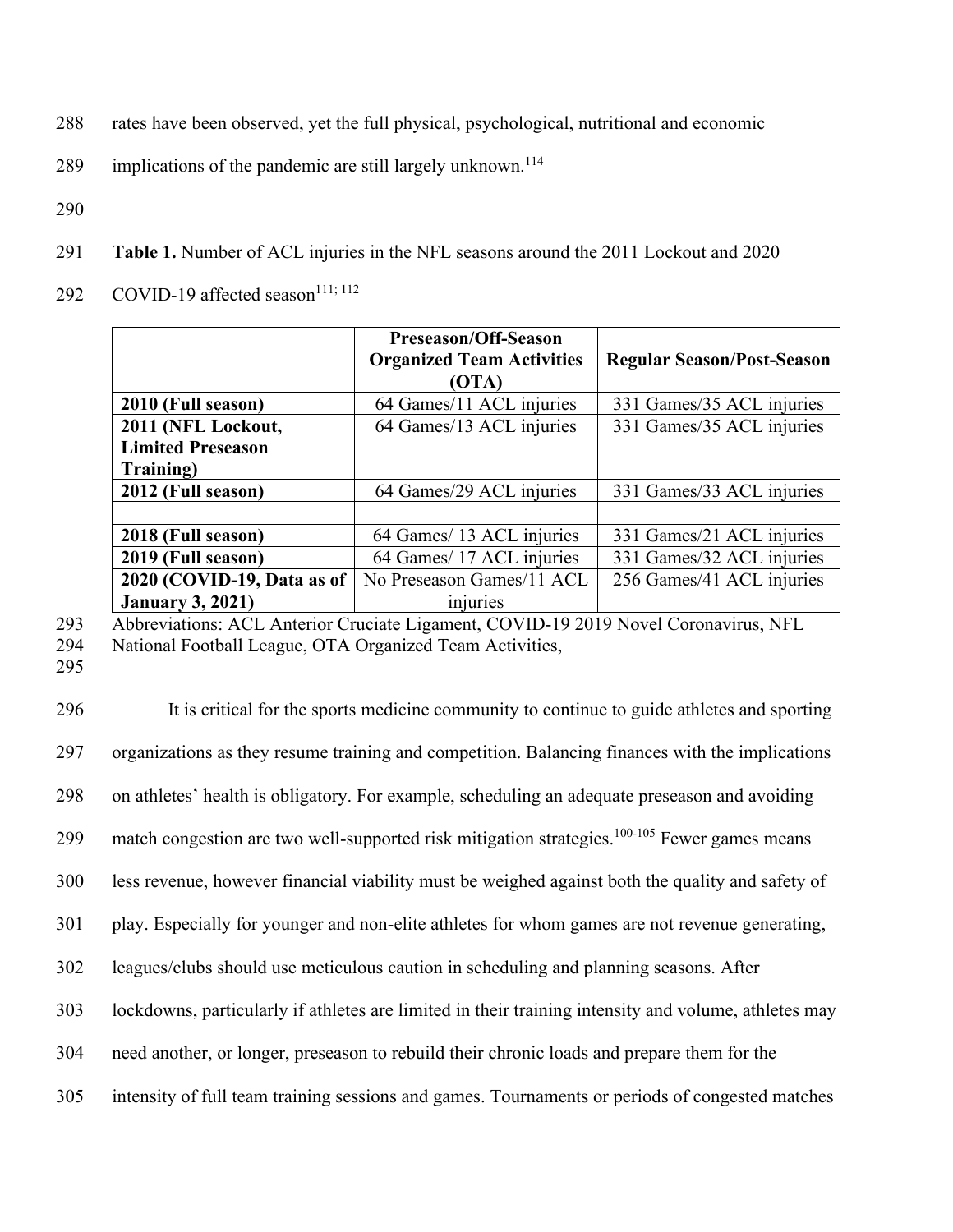rates have been observed, yet the full physical, psychological, nutritional and economic implications of the pandemic are still largely unknown.[114]

**Table 1.** Number of ACL injuries in the NFL seasons around the 2011 Lockout and 2020 COVID-19 affected season[111; 112]

| | Preseason/Off-Season Organized Team Activities (OTA) | Regular Season/Post-Season |
|---|---|---|
| **2010 (Full season)** | 64 Games/11 ACL injuries | 331 Games/35 ACL injuries |
| **2011 (NFL Lockout, Limited Preseason Training)** | 64 Games/13 ACL injuries | 331 Games/35 ACL injuries |
| **2012 (Full season)** | 64 Games/29 ACL injuries | 331 Games/33 ACL injuries |
| | | |
| **2018 (Full season)** | 64 Games/ 13 ACL injuries | 331 Games/21 ACL injuries |
| **2019 (Full season)** | 64 Games/ 17 ACL injuries | 331 Games/32 ACL injuries |
| **2020 (COVID-19, Data as of January 3, 2021)** | No Preseason Games/11 ACL injuries | 256 Games/41 ACL injuries |

Abbreviations: ACL Anterior Cruciate Ligament, COVID-19 2019 Novel Coronavirus, NFL National Football League, OTA Organized Team Activities,

It is critical for the sports medicine community to continue to guide athletes and sporting organizations as they resume training and competition. Balancing finances with the implications on athletes' health is obligatory. For example, scheduling an adequate preseason and avoiding match congestion are two well-supported risk mitigation strategies.[100-105] Fewer games means less revenue, however financial viability must be weighed against both the quality and safety of play. Especially for younger and non-elite athletes for whom games are not revenue generating, leagues/clubs should use meticulous caution in scheduling and planning seasons. After lockdowns, particularly if athletes are limited in their training intensity and volume, athletes may need another, or longer, preseason to rebuild their chronic loads and prepare them for the intensity of full team training sessions and games. Tournaments or periods of congested matches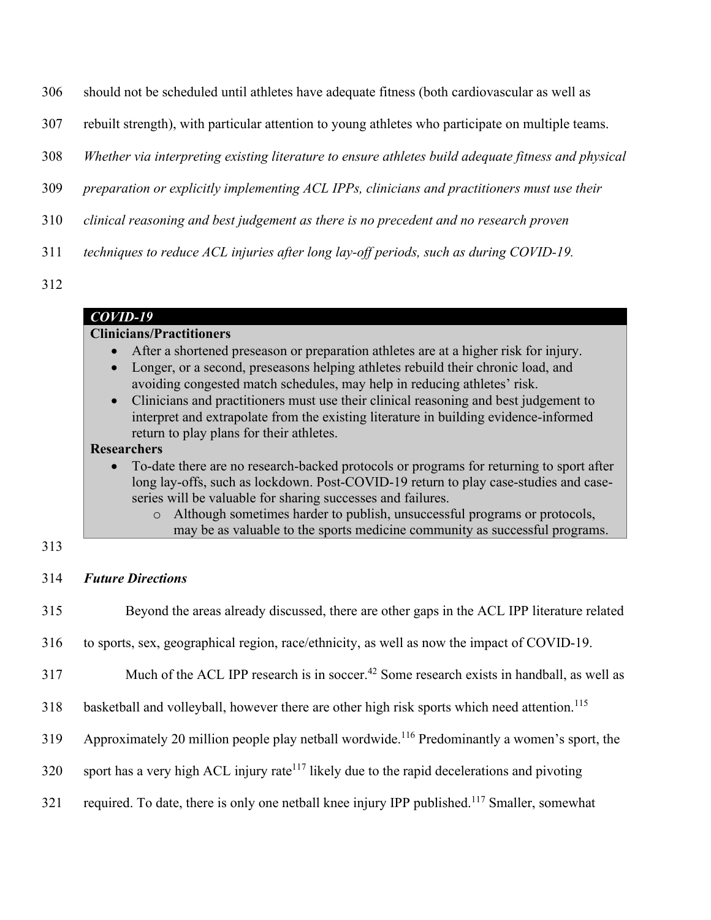should not be scheduled until athletes have adequate fitness (both cardiovascular as well as rebuilt strength), with particular attention to young athletes who participate on multiple teams. *Whether via interpreting existing literature to ensure athletes build adequate fitness and physical preparation or explicitly implementing ACL IPPs, clinicians and practitioners must use their clinical reasoning and best judgement as there is no precedent and no research proven techniques to reduce ACL injuries after long lay-off periods, such as during COVID-19.*

***COVID-19***

**Clinicians/Practitioners**

- After a shortened preseason or preparation athletes are at a higher risk for injury.
- Longer, or a second, preseasons helping athletes rebuild their chronic load, and avoiding congested match schedules, may help in reducing athletes' risk.
- Clinicians and practitioners must use their clinical reasoning and best judgement to interpret and extrapolate from the existing literature in building evidence-informed return to play plans for their athletes.

**Researchers**

- To-date there are no research-backed protocols or programs for returning to sport after long lay-offs, such as lockdown. Post-COVID-19 return to play case-studies and case-series will be valuable for sharing successes and failures.
    - Although sometimes harder to publish, unsuccessful programs or protocols, may be as valuable to the sports medicine community as successful programs.

### *Future Directions*

Beyond the areas already discussed, there are other gaps in the ACL IPP literature related to sports, sex, geographical region, race/ethnicity, as well as now the impact of COVID-19.

Much of the ACL IPP research is in soccer.[42] Some research exists in handball, as well as basketball and volleyball, however there are other high risk sports which need attention.[115] Approximately 20 million people play netball wordwide.[116] Predominantly a women's sport, the sport has a very high ACL injury rate[117] likely due to the rapid decelerations and pivoting required. To date, there is only one netball knee injury IPP published.[117] Smaller, somewhat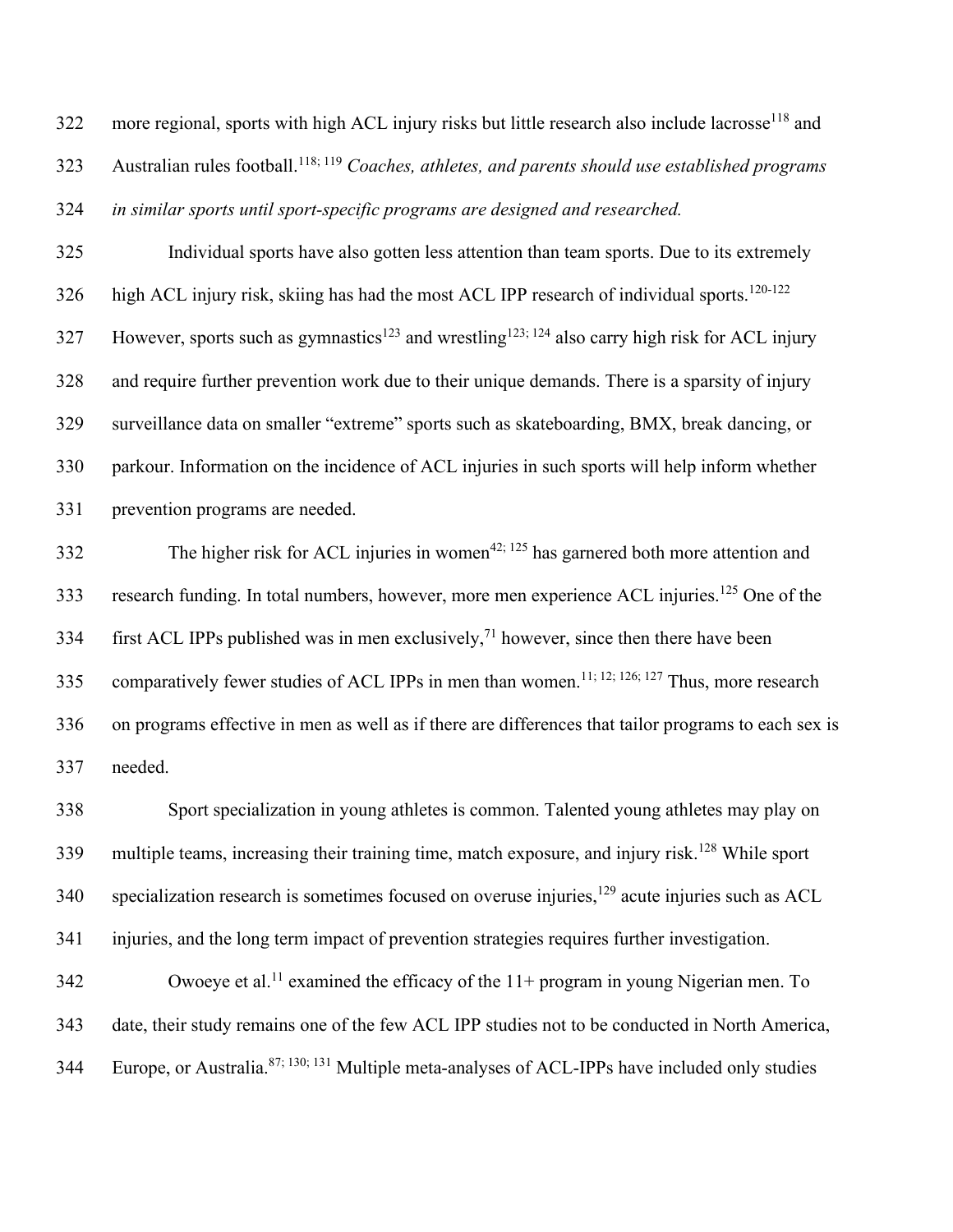more regional, sports with high ACL injury risks but little research also include lacrosse[118] and Australian rules football.[118; 119] *Coaches, athletes, and parents should use established programs in similar sports until sport-specific programs are designed and researched.*

Individual sports have also gotten less attention than team sports. Due to its extremely high ACL injury risk, skiing has had the most ACL IPP research of individual sports.[120-122] However, sports such as gymnastics[123] and wrestling[123; 124] also carry high risk for ACL injury and require further prevention work due to their unique demands. There is a sparsity of injury surveillance data on smaller "extreme" sports such as skateboarding, BMX, break dancing, or parkour. Information on the incidence of ACL injuries in such sports will help inform whether prevention programs are needed.

The higher risk for ACL injuries in women[42; 125] has garnered both more attention and research funding. In total numbers, however, more men experience ACL injuries.[125] One of the first ACL IPPs published was in men exclusively,[71] however, since then there have been comparatively fewer studies of ACL IPPs in men than women.[11; 12; 126; 127] Thus, more research on programs effective in men as well as if there are differences that tailor programs to each sex is needed.

Sport specialization in young athletes is common. Talented young athletes may play on multiple teams, increasing their training time, match exposure, and injury risk.[128] While sport specialization research is sometimes focused on overuse injuries,[129] acute injuries such as ACL injuries, and the long term impact of prevention strategies requires further investigation.

Owoeye et al.[11] examined the efficacy of the 11+ program in young Nigerian men. To date, their study remains one of the few ACL IPP studies not to be conducted in North America, Europe, or Australia.[87; 130; 131] Multiple meta-analyses of ACL-IPPs have included only studies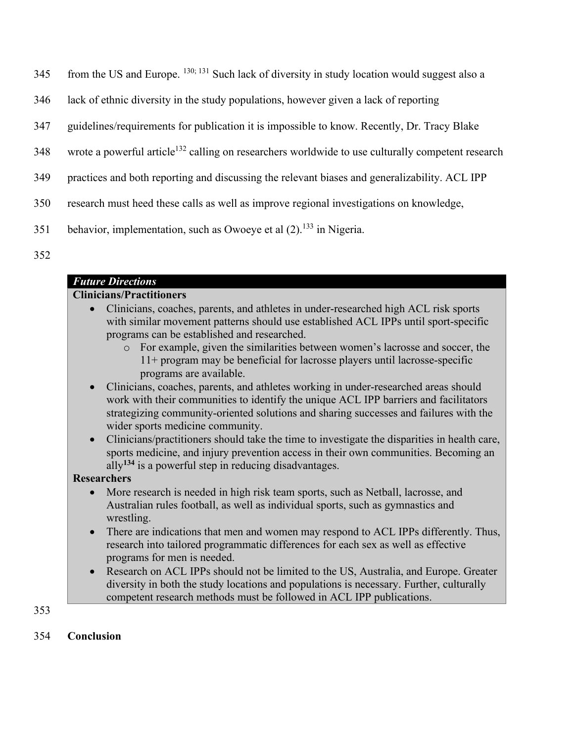from the US and Europe. [130; 131] Such lack of diversity in study location would suggest also a lack of ethnic diversity in the study populations, however given a lack of reporting guidelines/requirements for publication it is impossible to know. Recently, Dr. Tracy Blake wrote a powerful article[132] calling on researchers worldwide to use culturally competent research practices and both reporting and discussing the relevant biases and generalizability. ACL IPP research must heed these calls as well as improve regional investigations on knowledge, behavior, implementation, such as Owoeye et al (2).[133] in Nigeria.

***Future Directions***

**Clinicians/Practitioners**

- Clinicians, coaches, parents, and athletes in under-researched high ACL risk sports with similar movement patterns should use established ACL IPPs until sport-specific programs can be established and researched.
    - For example, given the similarities between women's lacrosse and soccer, the 11+ program may be beneficial for lacrosse players until lacrosse-specific programs are available.
- Clinicians, coaches, parents, and athletes working in under-researched areas should work with their communities to identify the unique ACL IPP barriers and facilitators strategizing community-oriented solutions and sharing successes and failures with the wider sports medicine community.
- Clinicians/practitioners should take the time to investigate the disparities in health care, sports medicine, and injury prevention access in their own communities. Becoming an ally[134] is a powerful step in reducing disadvantages.

**Researchers**

- More research is needed in high risk team sports, such as Netball, lacrosse, and Australian rules football, as well as individual sports, such as gymnastics and wrestling.
- There are indications that men and women may respond to ACL IPPs differently. Thus, research into tailored programmatic differences for each sex as well as effective programs for men is needed.
- Research on ACL IPPs should not be limited to the US, Australia, and Europe. Greater diversity in both the study locations and populations is necessary. Further, culturally competent research methods must be followed in ACL IPP publications.

## Conclusion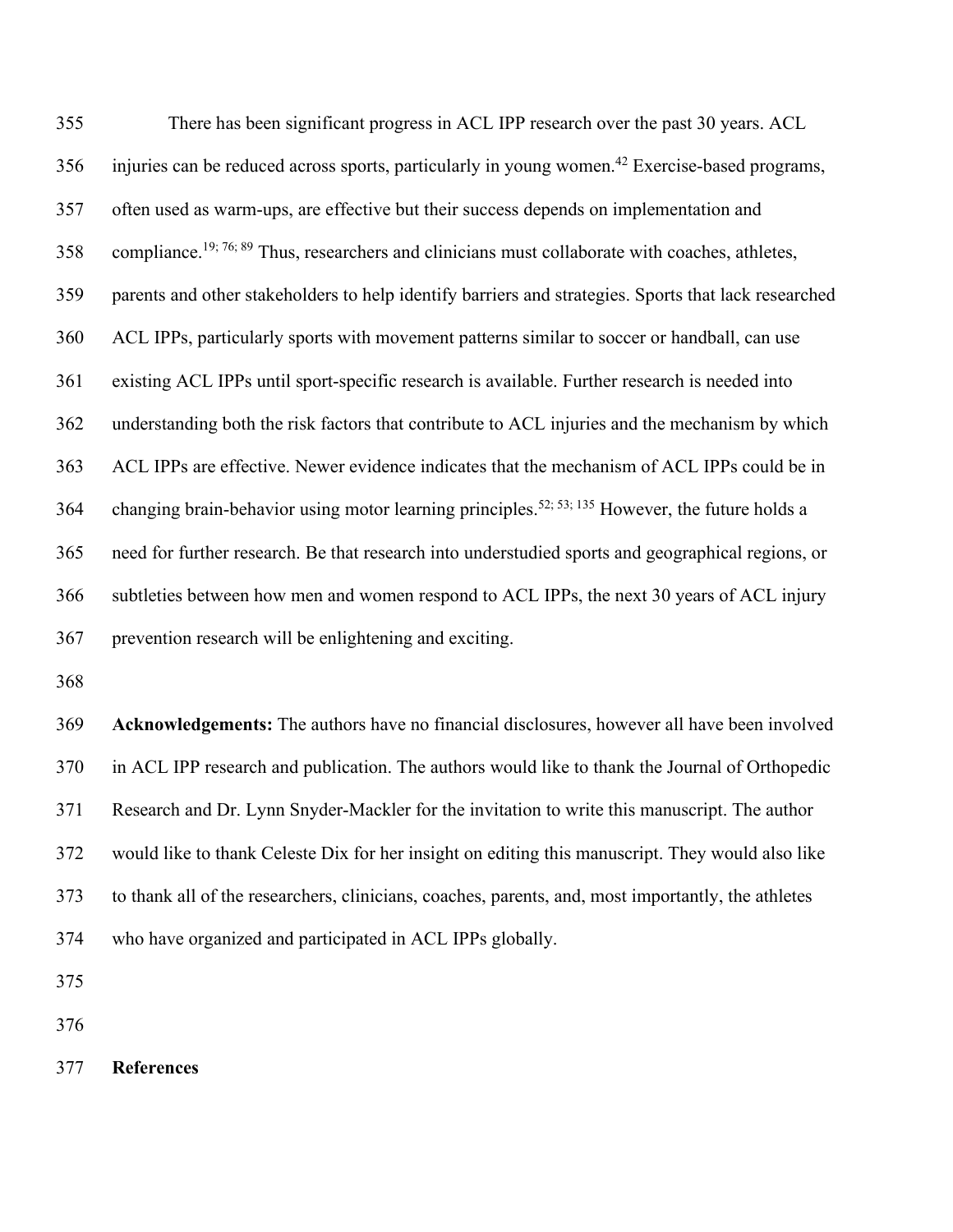There has been significant progress in ACL IPP research over the past 30 years. ACL injuries can be reduced across sports, particularly in young women.[42] Exercise-based programs, often used as warm-ups, are effective but their success depends on implementation and compliance.[19; 76; 89] Thus, researchers and clinicians must collaborate with coaches, athletes, parents and other stakeholders to help identify barriers and strategies. Sports that lack researched ACL IPPs, particularly sports with movement patterns similar to soccer or handball, can use existing ACL IPPs until sport-specific research is available. Further research is needed into understanding both the risk factors that contribute to ACL injuries and the mechanism by which ACL IPPs are effective. Newer evidence indicates that the mechanism of ACL IPPs could be in changing brain-behavior using motor learning principles.[52; 53; 135] However, the future holds a need for further research. Be that research into understudied sports and geographical regions, or subtleties between how men and women respond to ACL IPPs, the next 30 years of ACL injury prevention research will be enlightening and exciting.

**Acknowledgements:** The authors have no financial disclosures, however all have been involved in ACL IPP research and publication. The authors would like to thank the Journal of Orthopedic Research and Dr. Lynn Snyder-Mackler for the invitation to write this manuscript. The author would like to thank Celeste Dix for her insight on editing this manuscript. They would also like to thank all of the researchers, clinicians, coaches, parents, and, most importantly, the athletes who have organized and participated in ACL IPPs globally.

**References**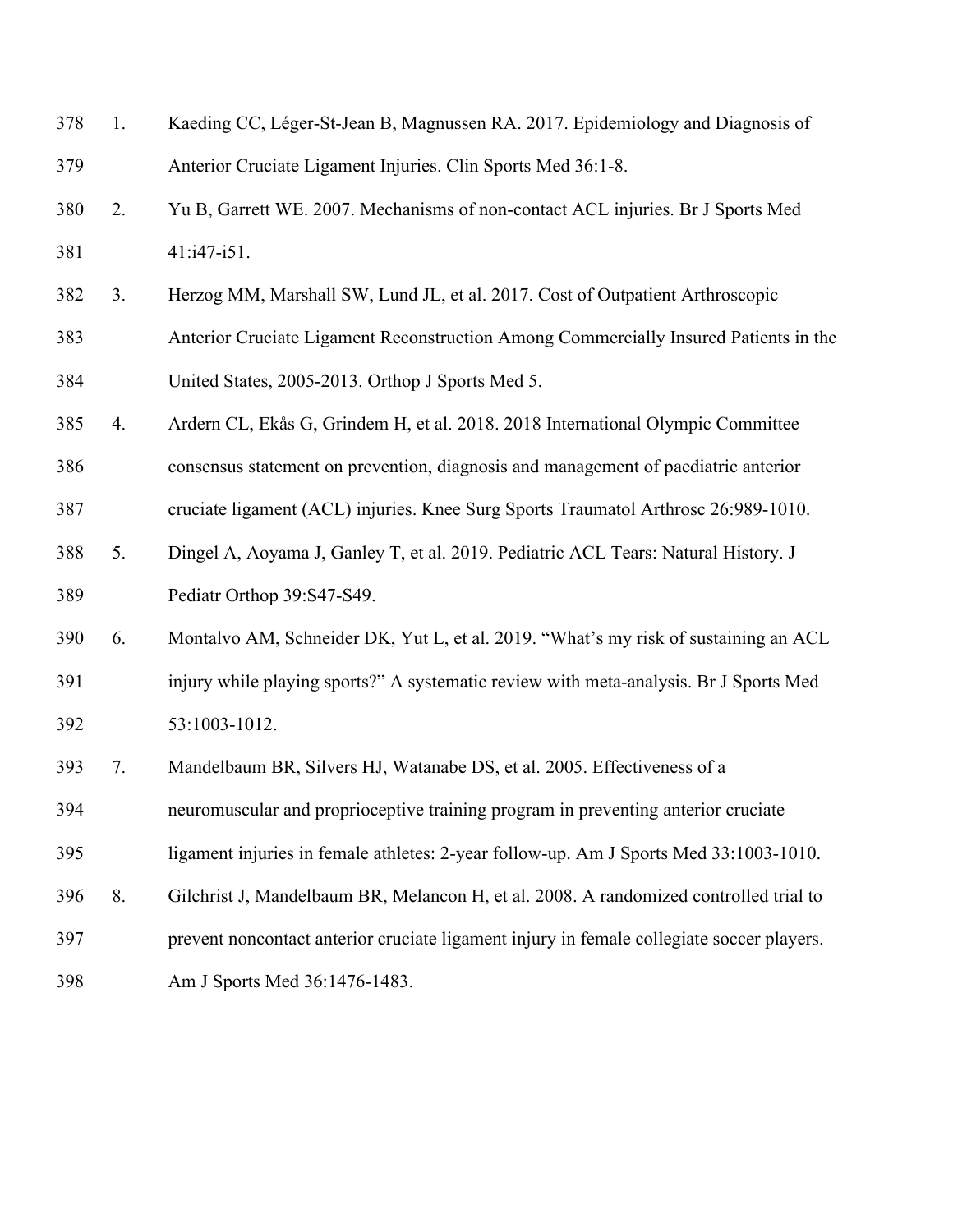1. Kaeding CC, Léger-St-Jean B, Magnussen RA. 2017. Epidemiology and Diagnosis of Anterior Cruciate Ligament Injuries. Clin Sports Med 36:1-8.
2. Yu B, Garrett WE. 2007. Mechanisms of non-contact ACL injuries. Br J Sports Med 41:i47-i51.
3. Herzog MM, Marshall SW, Lund JL, et al. 2017. Cost of Outpatient Arthroscopic Anterior Cruciate Ligament Reconstruction Among Commercially Insured Patients in the United States, 2005-2013. Orthop J Sports Med 5.
4. Ardern CL, Ekås G, Grindem H, et al. 2018. 2018 International Olympic Committee consensus statement on prevention, diagnosis and management of paediatric anterior cruciate ligament (ACL) injuries. Knee Surg Sports Traumatol Arthrosc 26:989-1010.
5. Dingel A, Aoyama J, Ganley T, et al. 2019. Pediatric ACL Tears: Natural History. J Pediatr Orthop 39:S47-S49.
6. Montalvo AM, Schneider DK, Yut L, et al. 2019. "What's my risk of sustaining an ACL injury while playing sports?" A systematic review with meta-analysis. Br J Sports Med 53:1003-1012.
7. Mandelbaum BR, Silvers HJ, Watanabe DS, et al. 2005. Effectiveness of a neuromuscular and proprioceptive training program in preventing anterior cruciate ligament injuries in female athletes: 2-year follow-up. Am J Sports Med 33:1003-1010.
8. Gilchrist J, Mandelbaum BR, Melancon H, et al. 2008. A randomized controlled trial to prevent noncontact anterior cruciate ligament injury in female collegiate soccer players. Am J Sports Med 36:1476-1483.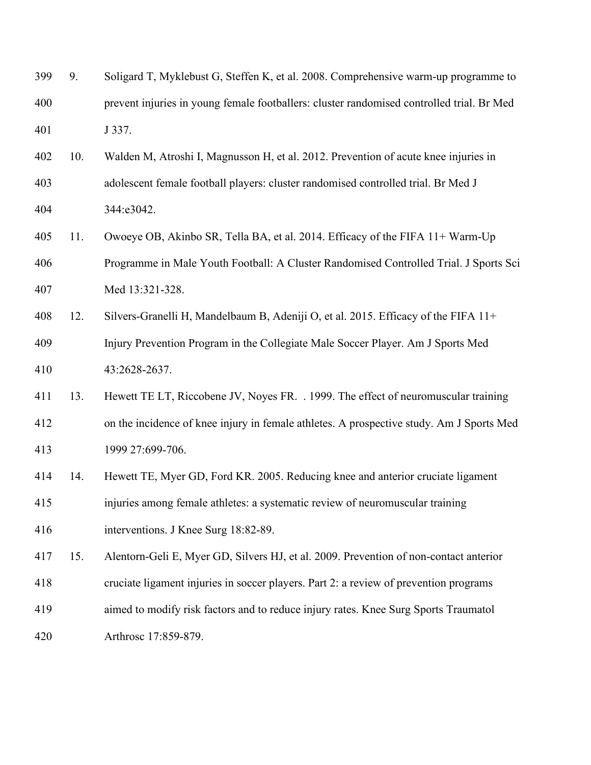9. Soligard T, Myklebust G, Steffen K, et al. 2008. Comprehensive warm-up programme to prevent injuries in young female footballers: cluster randomised controlled trial. Br Med J 337.
10. Walden M, Atroshi I, Magnusson H, et al. 2012. Prevention of acute knee injuries in adolescent female football players: cluster randomised controlled trial. Br Med J 344:e3042.
11. Owoeye OB, Akinbo SR, Tella BA, et al. 2014. Efficacy of the FIFA 11+ Warm-Up Programme in Male Youth Football: A Cluster Randomised Controlled Trial. J Sports Sci Med 13:321-328.
12. Silvers-Granelli H, Mandelbaum B, Adeniji O, et al. 2015. Efficacy of the FIFA 11+ Injury Prevention Program in the Collegiate Male Soccer Player. Am J Sports Med 43:2628-2637.
13. Hewett TE LT, Riccobene JV, Noyes FR. . 1999. The effect of neuromuscular training on the incidence of knee injury in female athletes. A prospective study. Am J Sports Med 1999 27:699-706.
14. Hewett TE, Myer GD, Ford KR. 2005. Reducing knee and anterior cruciate ligament injuries among female athletes: a systematic review of neuromuscular training interventions. J Knee Surg 18:82-89.
15. Alentorn-Geli E, Myer GD, Silvers HJ, et al. 2009. Prevention of non-contact anterior cruciate ligament injuries in soccer players. Part 2: a review of prevention programs aimed to modify risk factors and to reduce injury rates. Knee Surg Sports Traumatol Arthrosc 17:859-879.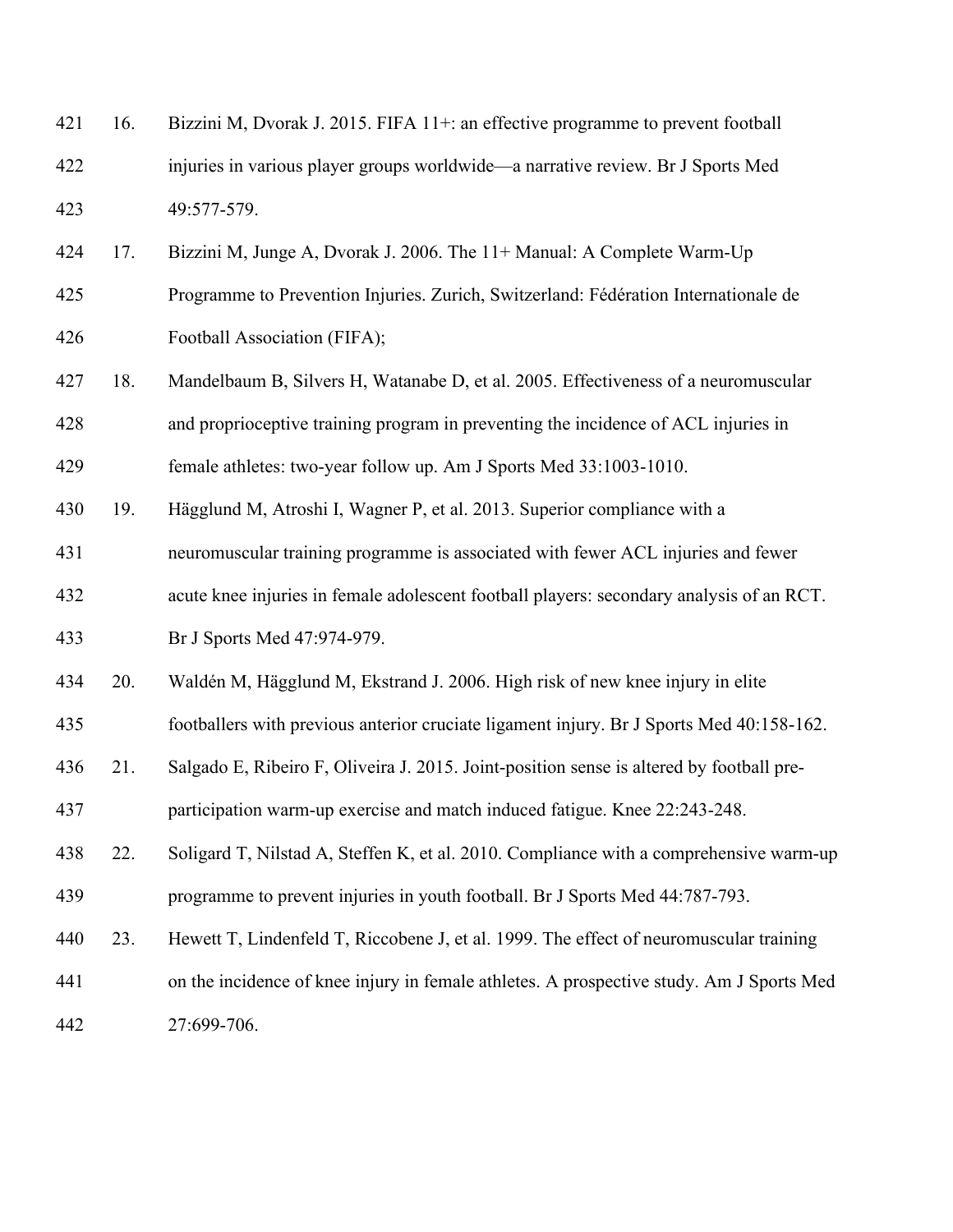16. Bizzini M, Dvorak J. 2015. FIFA 11+: an effective programme to prevent football injuries in various player groups worldwide—a narrative review. Br J Sports Med 49:577-579.
17. Bizzini M, Junge A, Dvorak J. 2006. The 11+ Manual: A Complete Warm-Up Programme to Prevention Injuries. Zurich, Switzerland: Fédération Internationale de Football Association (FIFA);
18. Mandelbaum B, Silvers H, Watanabe D, et al. 2005. Effectiveness of a neuromuscular and proprioceptive training program in preventing the incidence of ACL injuries in female athletes: two-year follow up. Am J Sports Med 33:1003-1010.
19. Hägglund M, Atroshi I, Wagner P, et al. 2013. Superior compliance with a neuromuscular training programme is associated with fewer ACL injuries and fewer acute knee injuries in female adolescent football players: secondary analysis of an RCT. Br J Sports Med 47:974-979.
20. Waldén M, Hägglund M, Ekstrand J. 2006. High risk of new knee injury in elite footballers with previous anterior cruciate ligament injury. Br J Sports Med 40:158-162.
21. Salgado E, Ribeiro F, Oliveira J. 2015. Joint-position sense is altered by football pre-participation warm-up exercise and match induced fatigue. Knee 22:243-248.
22. Soligard T, Nilstad A, Steffen K, et al. 2010. Compliance with a comprehensive warm-up programme to prevent injuries in youth football. Br J Sports Med 44:787-793.
23. Hewett T, Lindenfeld T, Riccobene J, et al. 1999. The effect of neuromuscular training on the incidence of knee injury in female athletes. A prospective study. Am J Sports Med 27:699-706.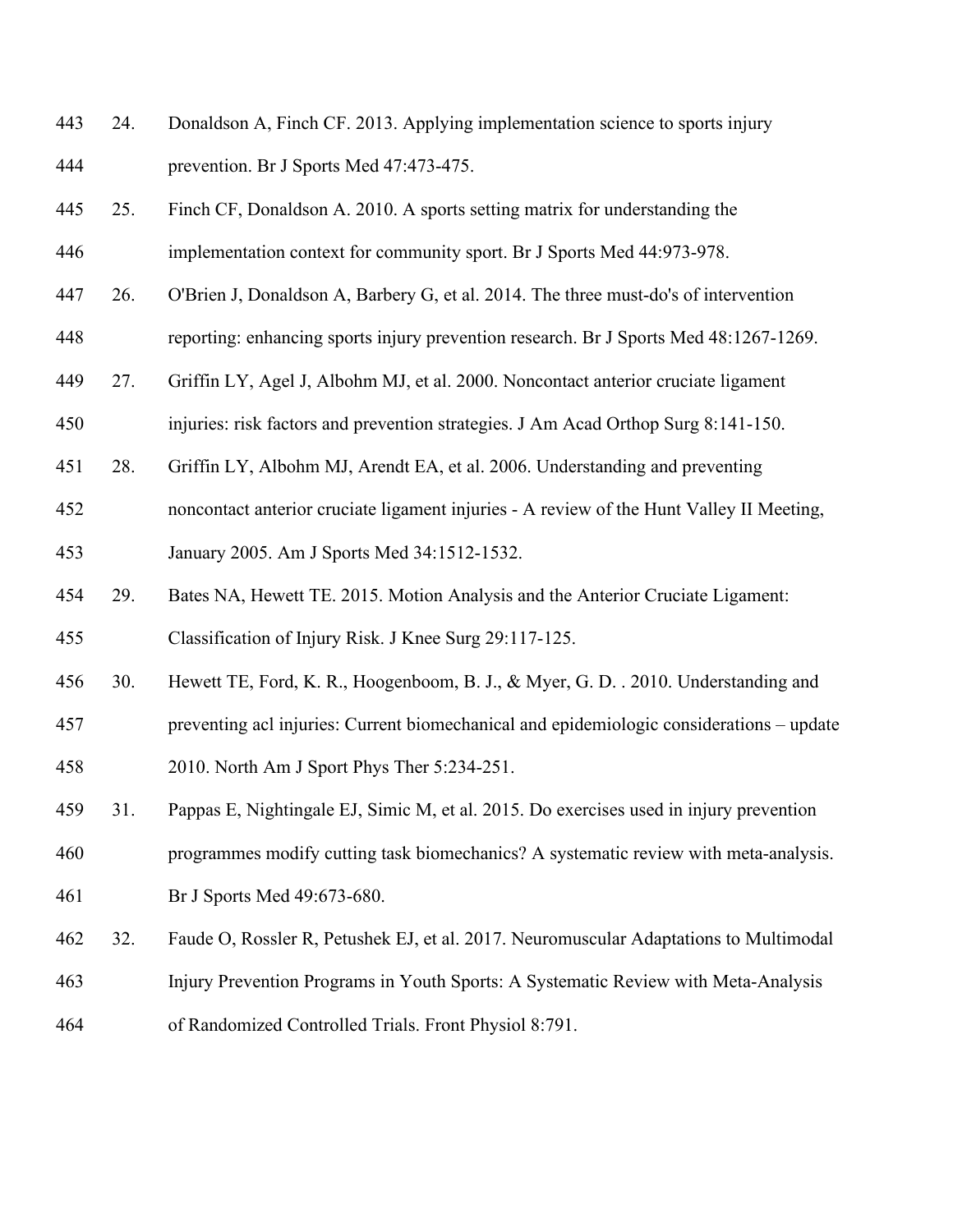24. Donaldson A, Finch CF. 2013. Applying implementation science to sports injury prevention. Br J Sports Med 47:473-475.
25. Finch CF, Donaldson A. 2010. A sports setting matrix for understanding the implementation context for community sport. Br J Sports Med 44:973-978.
26. O'Brien J, Donaldson A, Barbery G, et al. 2014. The three must-do's of intervention reporting: enhancing sports injury prevention research. Br J Sports Med 48:1267-1269.
27. Griffin LY, Agel J, Albohm MJ, et al. 2000. Noncontact anterior cruciate ligament injuries: risk factors and prevention strategies. J Am Acad Orthop Surg 8:141-150.
28. Griffin LY, Albohm MJ, Arendt EA, et al. 2006. Understanding and preventing noncontact anterior cruciate ligament injuries - A review of the Hunt Valley II Meeting, January 2005. Am J Sports Med 34:1512-1532.
29. Bates NA, Hewett TE. 2015. Motion Analysis and the Anterior Cruciate Ligament: Classification of Injury Risk. J Knee Surg 29:117-125.
30. Hewett TE, Ford, K. R., Hoogenboom, B. J., & Myer, G. D. . 2010. Understanding and preventing acl injuries: Current biomechanical and epidemiologic considerations – update 2010. North Am J Sport Phys Ther 5:234-251.
31. Pappas E, Nightingale EJ, Simic M, et al. 2015. Do exercises used in injury prevention programmes modify cutting task biomechanics? A systematic review with meta-analysis. Br J Sports Med 49:673-680.
32. Faude O, Rossler R, Petushek EJ, et al. 2017. Neuromuscular Adaptations to Multimodal Injury Prevention Programs in Youth Sports: A Systematic Review with Meta-Analysis of Randomized Controlled Trials. Front Physiol 8:791.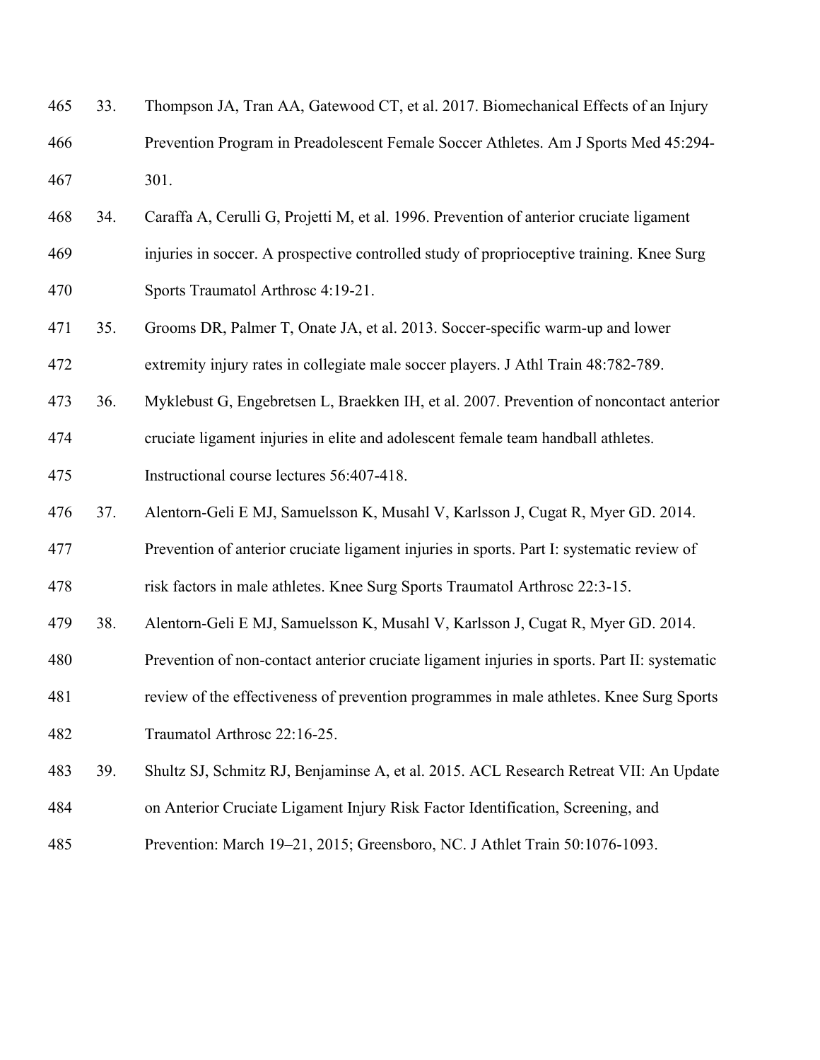33. Thompson JA, Tran AA, Gatewood CT, et al. 2017. Biomechanical Effects of an Injury Prevention Program in Preadolescent Female Soccer Athletes. Am J Sports Med 45:294-301.

34. Caraffa A, Cerulli G, Projetti M, et al. 1996. Prevention of anterior cruciate ligament injuries in soccer. A prospective controlled study of proprioceptive training. Knee Surg Sports Traumatol Arthrosc 4:19-21.

35. Grooms DR, Palmer T, Onate JA, et al. 2013. Soccer-specific warm-up and lower extremity injury rates in collegiate male soccer players. J Athl Train 48:782-789.

36. Myklebust G, Engebretsen L, Braekken IH, et al. 2007. Prevention of noncontact anterior cruciate ligament injuries in elite and adolescent female team handball athletes. Instructional course lectures 56:407-418.

37. Alentorn-Geli E MJ, Samuelsson K, Musahl V, Karlsson J, Cugat R, Myer GD. 2014. Prevention of anterior cruciate ligament injuries in sports. Part I: systematic review of risk factors in male athletes. Knee Surg Sports Traumatol Arthrosc 22:3-15.

38. Alentorn-Geli E MJ, Samuelsson K, Musahl V, Karlsson J, Cugat R, Myer GD. 2014. Prevention of non-contact anterior cruciate ligament injuries in sports. Part II: systematic review of the effectiveness of prevention programmes in male athletes. Knee Surg Sports Traumatol Arthrosc 22:16-25.

39. Shultz SJ, Schmitz RJ, Benjaminse A, et al. 2015. ACL Research Retreat VII: An Update on Anterior Cruciate Ligament Injury Risk Factor Identification, Screening, and Prevention: March 19–21, 2015; Greensboro, NC. J Athlet Train 50:1076-1093.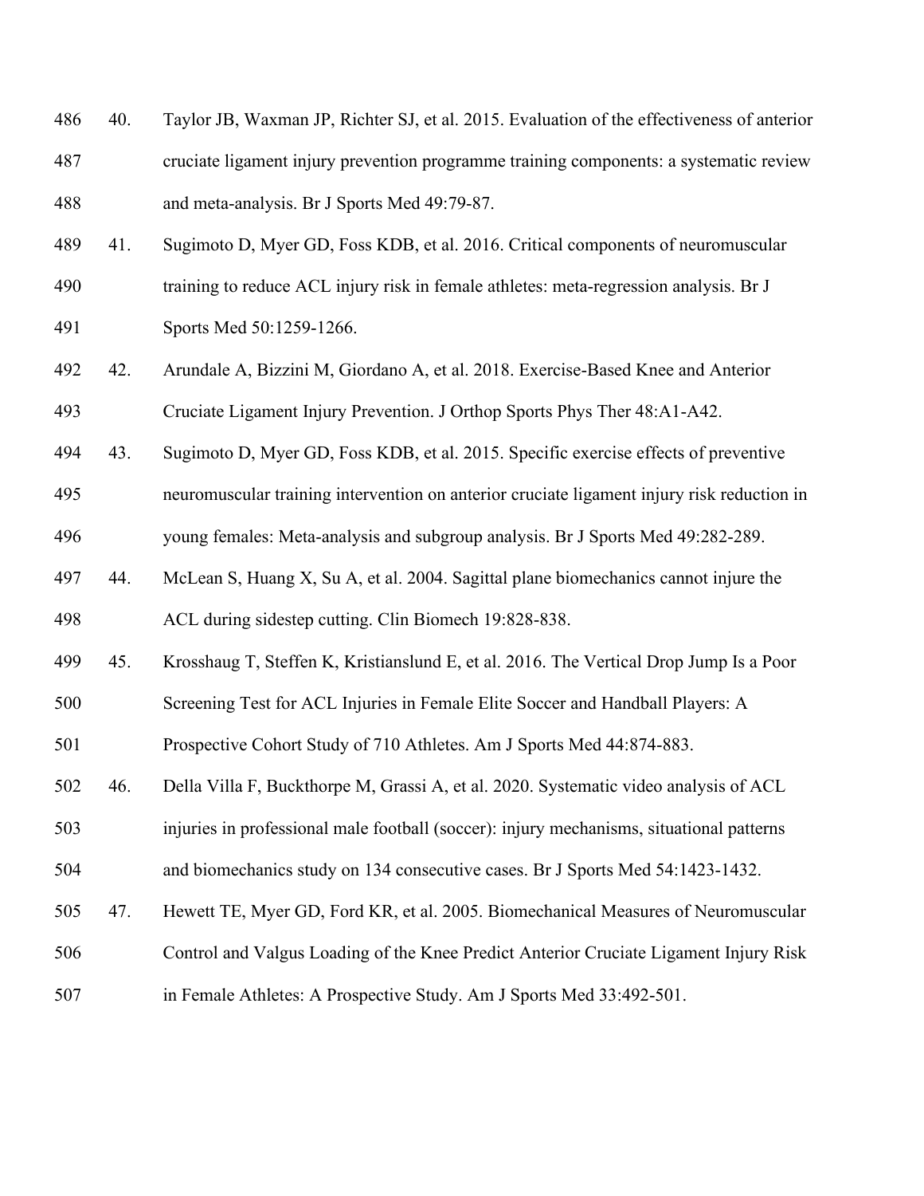40. Taylor JB, Waxman JP, Richter SJ, et al. 2015. Evaluation of the effectiveness of anterior cruciate ligament injury prevention programme training components: a systematic review and meta-analysis. Br J Sports Med 49:79-87.

41. Sugimoto D, Myer GD, Foss KDB, et al. 2016. Critical components of neuromuscular training to reduce ACL injury risk in female athletes: meta-regression analysis. Br J Sports Med 50:1259-1266.

42. Arundale A, Bizzini M, Giordano A, et al. 2018. Exercise-Based Knee and Anterior Cruciate Ligament Injury Prevention. J Orthop Sports Phys Ther 48:A1-A42.

43. Sugimoto D, Myer GD, Foss KDB, et al. 2015. Specific exercise effects of preventive neuromuscular training intervention on anterior cruciate ligament injury risk reduction in young females: Meta-analysis and subgroup analysis. Br J Sports Med 49:282-289.

44. McLean S, Huang X, Su A, et al. 2004. Sagittal plane biomechanics cannot injure the ACL during sidestep cutting. Clin Biomech 19:828-838.

45. Krosshaug T, Steffen K, Kristianslund E, et al. 2016. The Vertical Drop Jump Is a Poor Screening Test for ACL Injuries in Female Elite Soccer and Handball Players: A Prospective Cohort Study of 710 Athletes. Am J Sports Med 44:874-883.

46. Della Villa F, Buckthorpe M, Grassi A, et al. 2020. Systematic video analysis of ACL injuries in professional male football (soccer): injury mechanisms, situational patterns and biomechanics study on 134 consecutive cases. Br J Sports Med 54:1423-1432.

47. Hewett TE, Myer GD, Ford KR, et al. 2005. Biomechanical Measures of Neuromuscular Control and Valgus Loading of the Knee Predict Anterior Cruciate Ligament Injury Risk in Female Athletes: A Prospective Study. Am J Sports Med 33:492-501.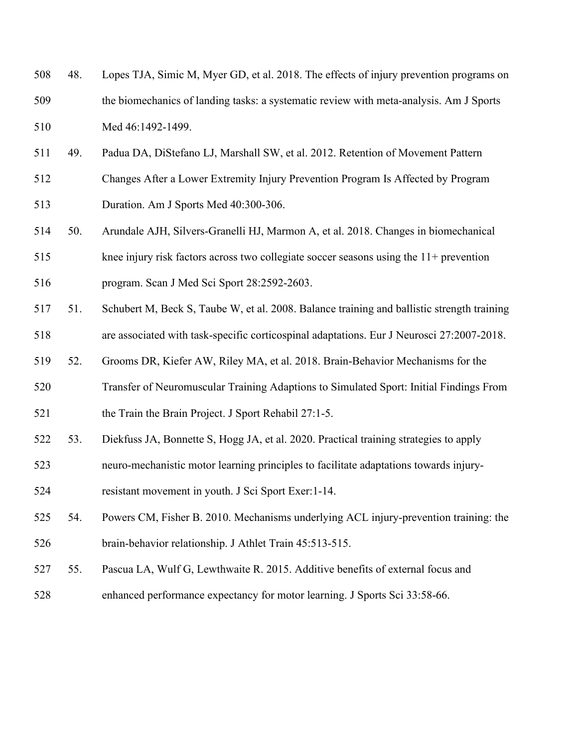48. Lopes TJA, Simic M, Myer GD, et al. 2018. The effects of injury prevention programs on the biomechanics of landing tasks: a systematic review with meta-analysis. Am J Sports Med 46:1492-1499.
49. Padua DA, DiStefano LJ, Marshall SW, et al. 2012. Retention of Movement Pattern Changes After a Lower Extremity Injury Prevention Program Is Affected by Program Duration. Am J Sports Med 40:300-306.
50. Arundale AJH, Silvers-Granelli HJ, Marmon A, et al. 2018. Changes in biomechanical knee injury risk factors across two collegiate soccer seasons using the 11+ prevention program. Scan J Med Sci Sport 28:2592-2603.
51. Schubert M, Beck S, Taube W, et al. 2008. Balance training and ballistic strength training are associated with task-specific corticospinal adaptations. Eur J Neurosci 27:2007-2018.
52. Grooms DR, Kiefer AW, Riley MA, et al. 2018. Brain-Behavior Mechanisms for the Transfer of Neuromuscular Training Adaptions to Simulated Sport: Initial Findings From the Train the Brain Project. J Sport Rehabil 27:1-5.
53. Diekfuss JA, Bonnette S, Hogg JA, et al. 2020. Practical training strategies to apply neuro-mechanistic motor learning principles to facilitate adaptations towards injury-resistant movement in youth. J Sci Sport Exer:1-14.
54. Powers CM, Fisher B. 2010. Mechanisms underlying ACL injury-prevention training: the brain-behavior relationship. J Athlet Train 45:513-515.
55. Pascua LA, Wulf G, Lewthwaite R. 2015. Additive benefits of external focus and enhanced performance expectancy for motor learning. J Sports Sci 33:58-66.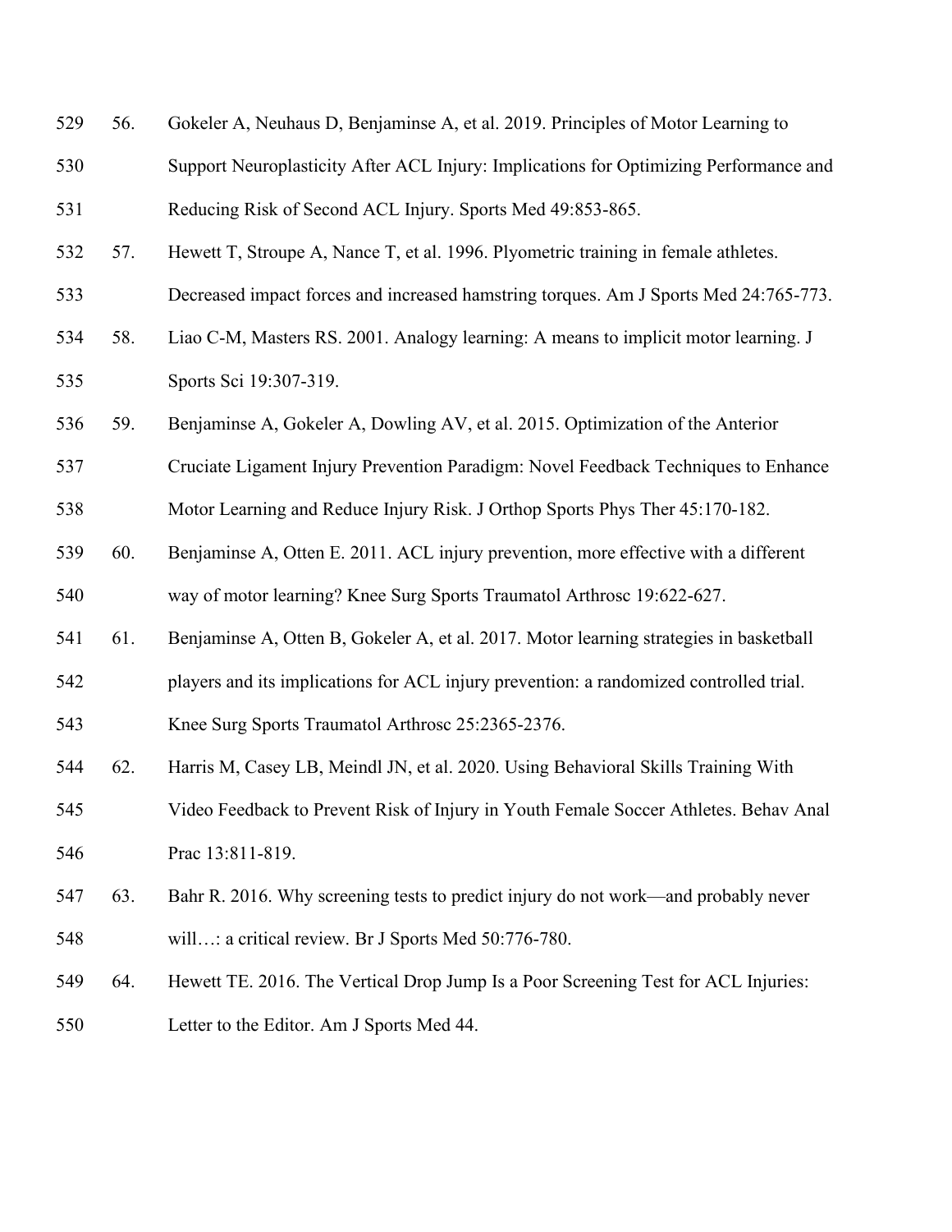56. Gokeler A, Neuhaus D, Benjaminse A, et al. 2019. Principles of Motor Learning to Support Neuroplasticity After ACL Injury: Implications for Optimizing Performance and Reducing Risk of Second ACL Injury. Sports Med 49:853-865.
57. Hewett T, Stroupe A, Nance T, et al. 1996. Plyometric training in female athletes. Decreased impact forces and increased hamstring torques. Am J Sports Med 24:765-773.
58. Liao C-M, Masters RS. 2001. Analogy learning: A means to implicit motor learning. J Sports Sci 19:307-319.
59. Benjaminse A, Gokeler A, Dowling AV, et al. 2015. Optimization of the Anterior Cruciate Ligament Injury Prevention Paradigm: Novel Feedback Techniques to Enhance Motor Learning and Reduce Injury Risk. J Orthop Sports Phys Ther 45:170-182.
60. Benjaminse A, Otten E. 2011. ACL injury prevention, more effective with a different way of motor learning? Knee Surg Sports Traumatol Arthrosc 19:622-627.
61. Benjaminse A, Otten B, Gokeler A, et al. 2017. Motor learning strategies in basketball players and its implications for ACL injury prevention: a randomized controlled trial. Knee Surg Sports Traumatol Arthrosc 25:2365-2376.
62. Harris M, Casey LB, Meindl JN, et al. 2020. Using Behavioral Skills Training With Video Feedback to Prevent Risk of Injury in Youth Female Soccer Athletes. Behav Anal Prac 13:811-819.
63. Bahr R. 2016. Why screening tests to predict injury do not work—and probably never will…: a critical review. Br J Sports Med 50:776-780.
64. Hewett TE. 2016. The Vertical Drop Jump Is a Poor Screening Test for ACL Injuries: Letter to the Editor. Am J Sports Med 44.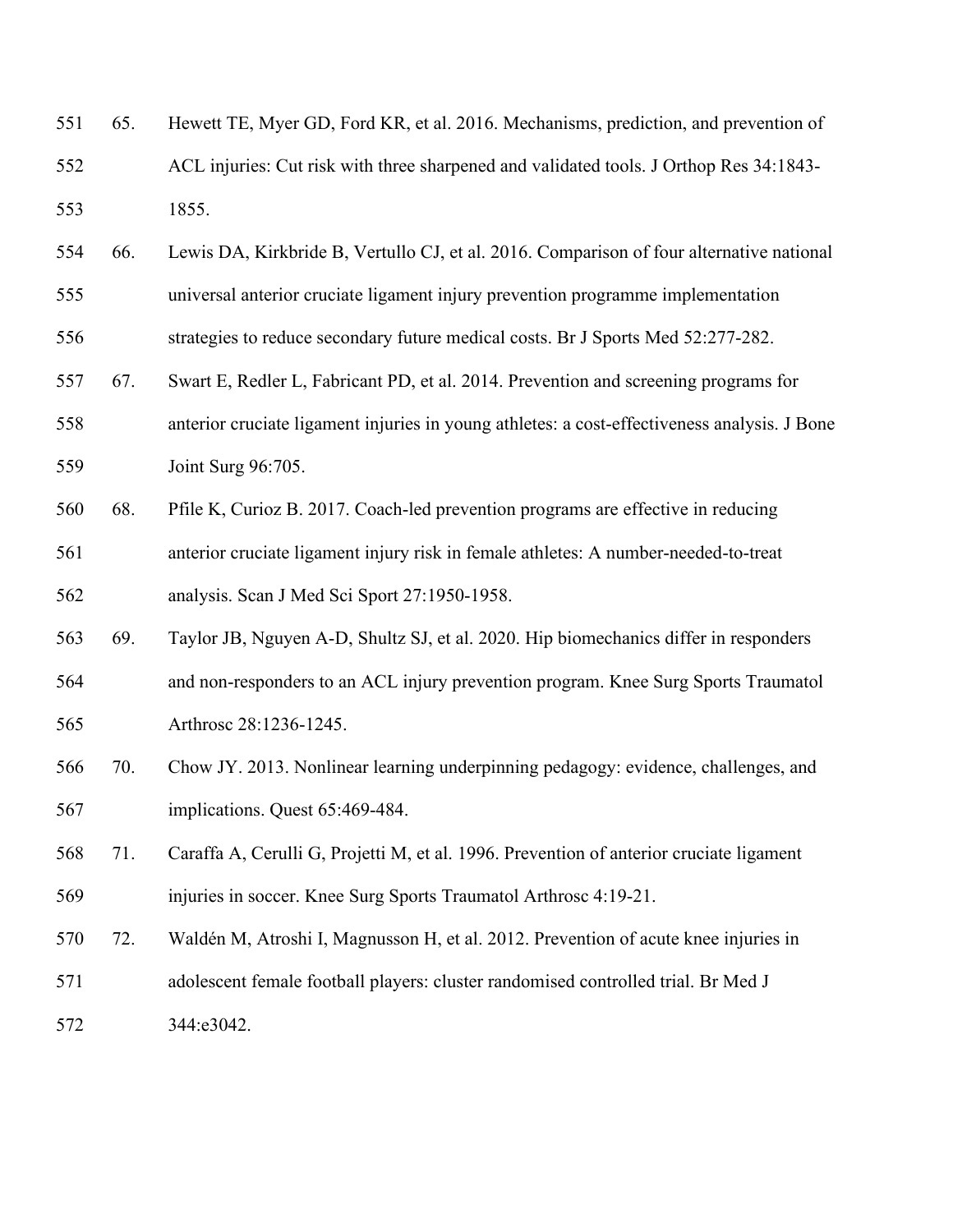65. Hewett TE, Myer GD, Ford KR, et al. 2016. Mechanisms, prediction, and prevention of ACL injuries: Cut risk with three sharpened and validated tools. J Orthop Res 34:1843-1855.

66. Lewis DA, Kirkbride B, Vertullo CJ, et al. 2016. Comparison of four alternative national universal anterior cruciate ligament injury prevention programme implementation strategies to reduce secondary future medical costs. Br J Sports Med 52:277-282.

67. Swart E, Redler L, Fabricant PD, et al. 2014. Prevention and screening programs for anterior cruciate ligament injuries in young athletes: a cost-effectiveness analysis. J Bone Joint Surg 96:705.

68. Pfile K, Curioz B. 2017. Coach-led prevention programs are effective in reducing anterior cruciate ligament injury risk in female athletes: A number-needed-to-treat analysis. Scan J Med Sci Sport 27:1950-1958.

69. Taylor JB, Nguyen A-D, Shultz SJ, et al. 2020. Hip biomechanics differ in responders and non-responders to an ACL injury prevention program. Knee Surg Sports Traumatol Arthrosc 28:1236-1245.

70. Chow JY. 2013. Nonlinear learning underpinning pedagogy: evidence, challenges, and implications. Quest 65:469-484.

71. Caraffa A, Cerulli G, Projetti M, et al. 1996. Prevention of anterior cruciate ligament injuries in soccer. Knee Surg Sports Traumatol Arthrosc 4:19-21.

72. Waldén M, Atroshi I, Magnusson H, et al. 2012. Prevention of acute knee injuries in adolescent female football players: cluster randomised controlled trial. Br Med J 344:e3042.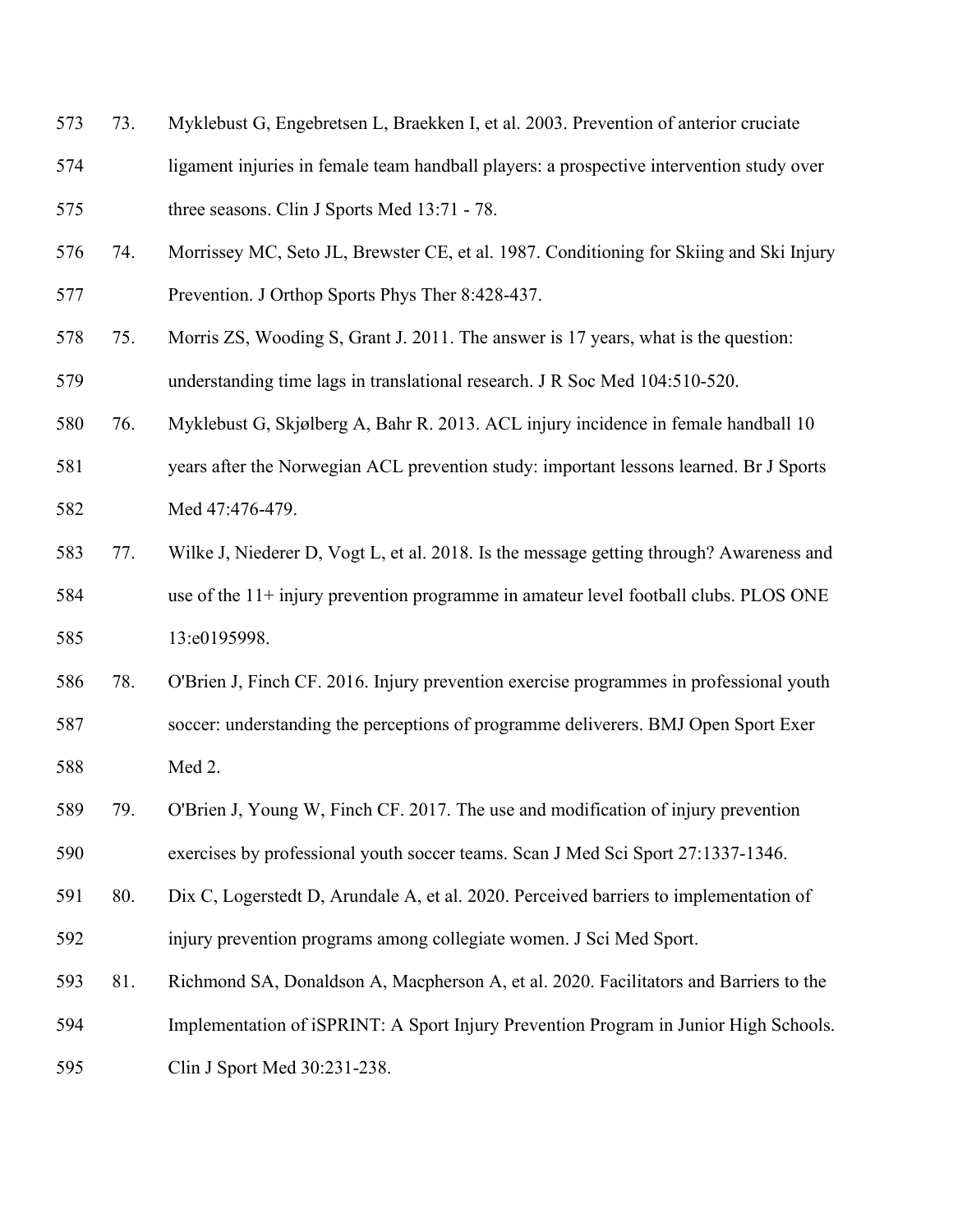73. Myklebust G, Engebretsen L, Braekken I, et al. 2003. Prevention of anterior cruciate ligament injuries in female team handball players: a prospective intervention study over three seasons. Clin J Sports Med 13:71 - 78.

74. Morrissey MC, Seto JL, Brewster CE, et al. 1987. Conditioning for Skiing and Ski Injury Prevention. J Orthop Sports Phys Ther 8:428-437.

75. Morris ZS, Wooding S, Grant J. 2011. The answer is 17 years, what is the question: understanding time lags in translational research. J R Soc Med 104:510-520.

76. Myklebust G, Skjølberg A, Bahr R. 2013. ACL injury incidence in female handball 10 years after the Norwegian ACL prevention study: important lessons learned. Br J Sports Med 47:476-479.

77. Wilke J, Niederer D, Vogt L, et al. 2018. Is the message getting through? Awareness and use of the 11+ injury prevention programme in amateur level football clubs. PLOS ONE 13:e0195998.

78. O'Brien J, Finch CF. 2016. Injury prevention exercise programmes in professional youth soccer: understanding the perceptions of programme deliverers. BMJ Open Sport Exer Med 2.

79. O'Brien J, Young W, Finch CF. 2017. The use and modification of injury prevention exercises by professional youth soccer teams. Scan J Med Sci Sport 27:1337-1346.

80. Dix C, Logerstedt D, Arundale A, et al. 2020. Perceived barriers to implementation of injury prevention programs among collegiate women. J Sci Med Sport.

81. Richmond SA, Donaldson A, Macpherson A, et al. 2020. Facilitators and Barriers to the Implementation of iSPRINT: A Sport Injury Prevention Program in Junior High Schools. Clin J Sport Med 30:231-238.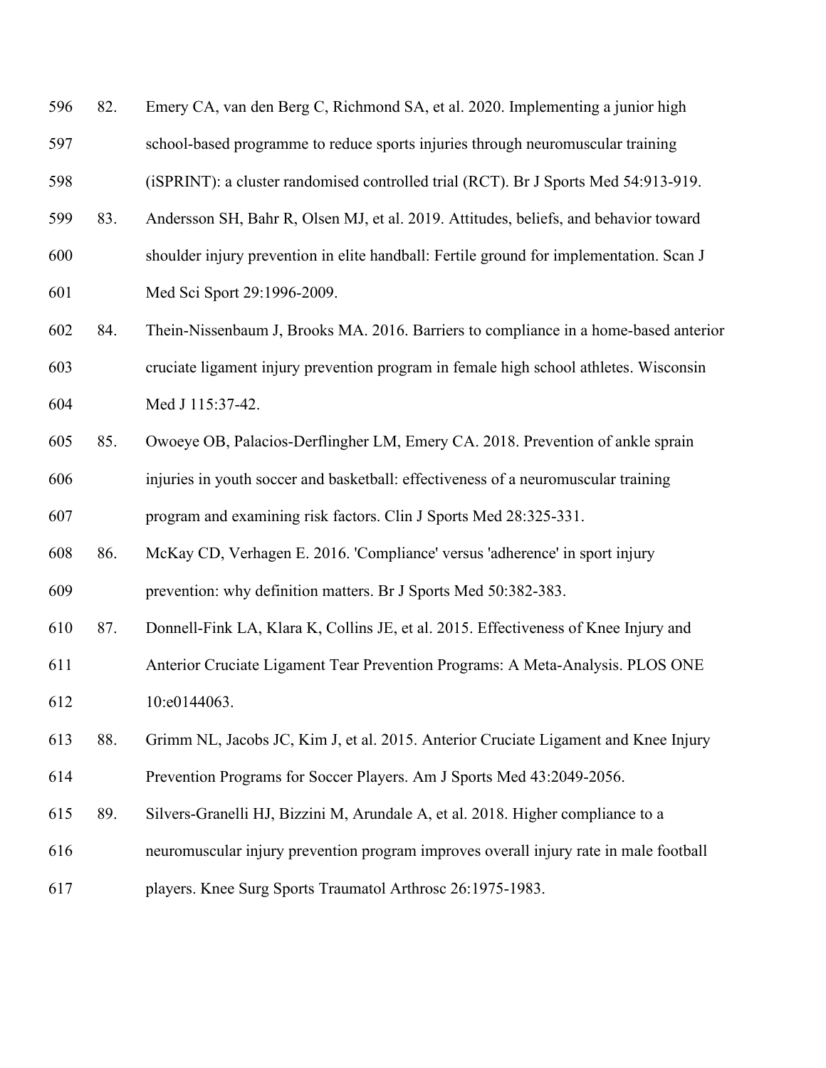82. Emery CA, van den Berg C, Richmond SA, et al. 2020. Implementing a junior high school-based programme to reduce sports injuries through neuromuscular training (iSPRINT): a cluster randomised controlled trial (RCT). Br J Sports Med 54:913-919.
83. Andersson SH, Bahr R, Olsen MJ, et al. 2019. Attitudes, beliefs, and behavior toward shoulder injury prevention in elite handball: Fertile ground for implementation. Scan J Med Sci Sport 29:1996-2009.
84. Thein-Nissenbaum J, Brooks MA. 2016. Barriers to compliance in a home-based anterior cruciate ligament injury prevention program in female high school athletes. Wisconsin Med J 115:37-42.
85. Owoeye OB, Palacios-Derflingher LM, Emery CA. 2018. Prevention of ankle sprain injuries in youth soccer and basketball: effectiveness of a neuromuscular training program and examining risk factors. Clin J Sports Med 28:325-331.
86. McKay CD, Verhagen E. 2016. 'Compliance' versus 'adherence' in sport injury prevention: why definition matters. Br J Sports Med 50:382-383.
87. Donnell-Fink LA, Klara K, Collins JE, et al. 2015. Effectiveness of Knee Injury and Anterior Cruciate Ligament Tear Prevention Programs: A Meta-Analysis. PLOS ONE 10:e0144063.
88. Grimm NL, Jacobs JC, Kim J, et al. 2015. Anterior Cruciate Ligament and Knee Injury Prevention Programs for Soccer Players. Am J Sports Med 43:2049-2056.
89. Silvers-Granelli HJ, Bizzini M, Arundale A, et al. 2018. Higher compliance to a neuromuscular injury prevention program improves overall injury rate in male football players. Knee Surg Sports Traumatol Arthrosc 26:1975-1983.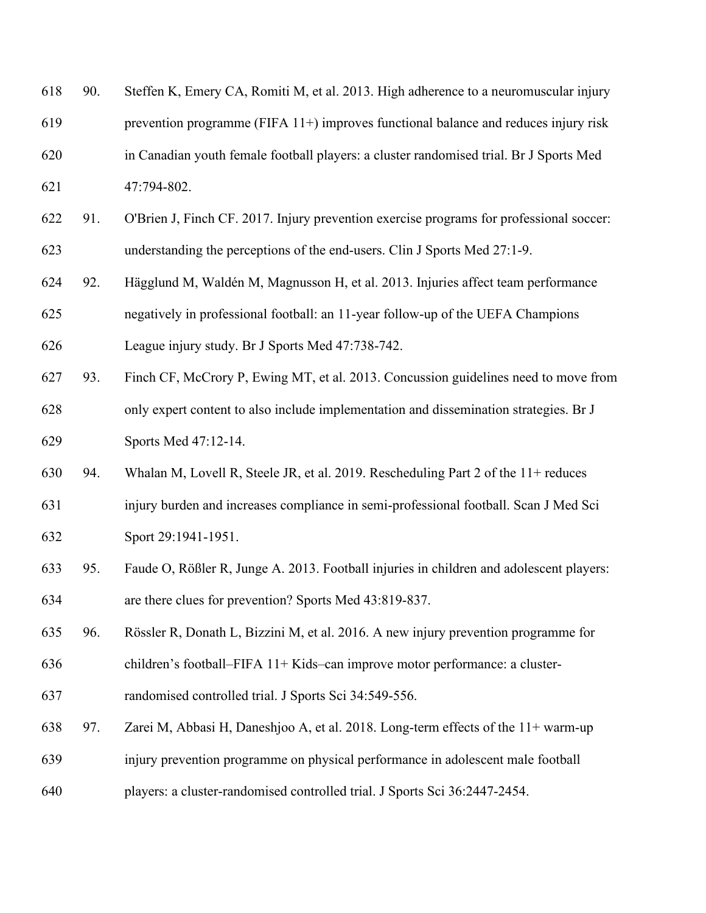90. Steffen K, Emery CA, Romiti M, et al. 2013. High adherence to a neuromuscular injury prevention programme (FIFA 11+) improves functional balance and reduces injury risk in Canadian youth female football players: a cluster randomised trial. Br J Sports Med 47:794-802.
91. O'Brien J, Finch CF. 2017. Injury prevention exercise programs for professional soccer: understanding the perceptions of the end-users. Clin J Sports Med 27:1-9.
92. Hägglund M, Waldén M, Magnusson H, et al. 2013. Injuries affect team performance negatively in professional football: an 11-year follow-up of the UEFA Champions League injury study. Br J Sports Med 47:738-742.
93. Finch CF, McCrory P, Ewing MT, et al. 2013. Concussion guidelines need to move from only expert content to also include implementation and dissemination strategies. Br J Sports Med 47:12-14.
94. Whalan M, Lovell R, Steele JR, et al. 2019. Rescheduling Part 2 of the 11+ reduces injury burden and increases compliance in semi-professional football. Scan J Med Sci Sport 29:1941-1951.
95. Faude O, Rößler R, Junge A. 2013. Football injuries in children and adolescent players: are there clues for prevention? Sports Med 43:819-837.
96. Rössler R, Donath L, Bizzini M, et al. 2016. A new injury prevention programme for children's football–FIFA 11+ Kids–can improve motor performance: a cluster-randomised controlled trial. J Sports Sci 34:549-556.
97. Zarei M, Abbasi H, Daneshjoo A, et al. 2018. Long-term effects of the 11+ warm-up injury prevention programme on physical performance in adolescent male football players: a cluster-randomised controlled trial. J Sports Sci 36:2447-2454.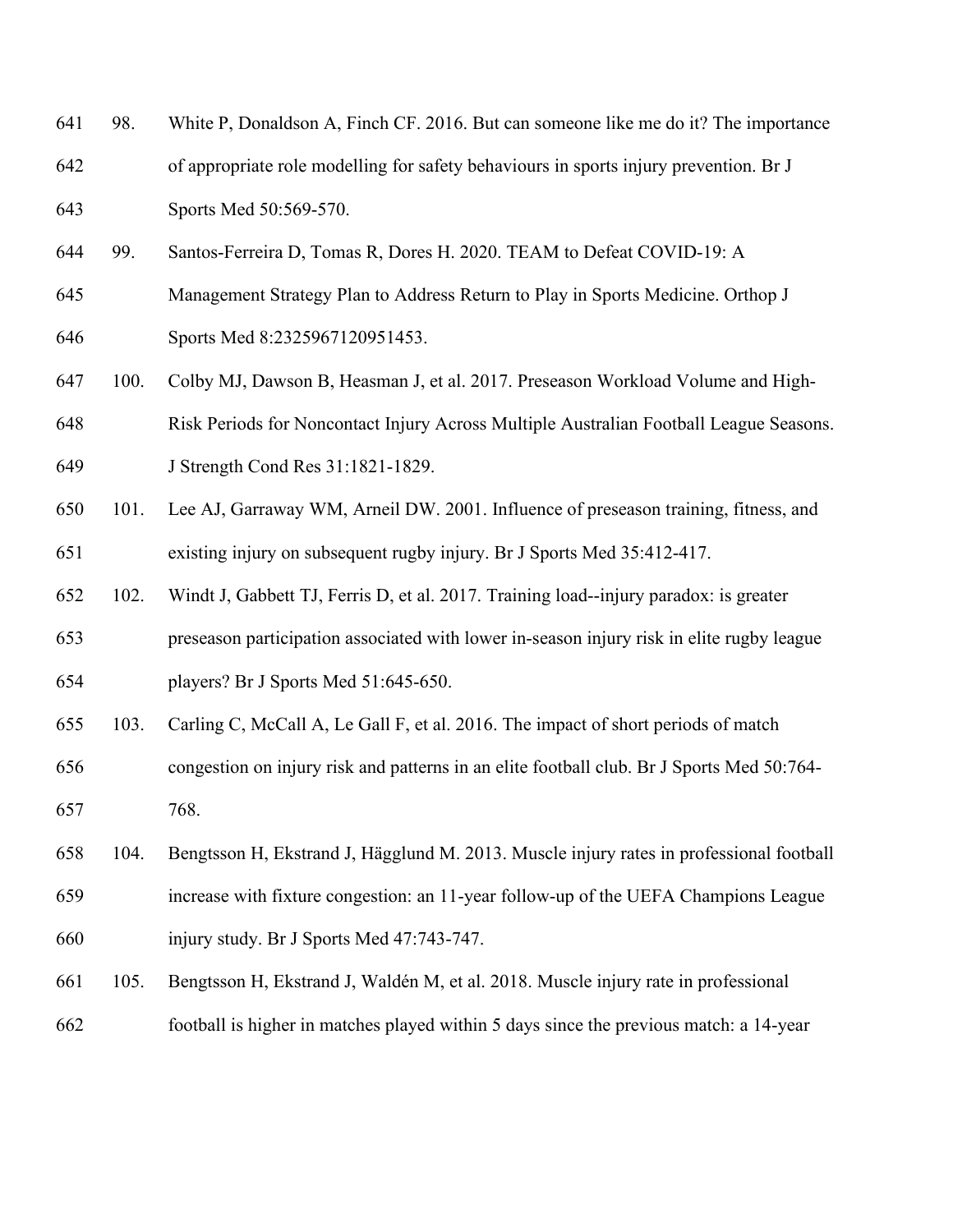98. White P, Donaldson A, Finch CF. 2016. But can someone like me do it? The importance of appropriate role modelling for safety behaviours in sports injury prevention. Br J Sports Med 50:569-570.

99. Santos-Ferreira D, Tomas R, Dores H. 2020. TEAM to Defeat COVID-19: A Management Strategy Plan to Address Return to Play in Sports Medicine. Orthop J Sports Med 8:2325967120951453.

100. Colby MJ, Dawson B, Heasman J, et al. 2017. Preseason Workload Volume and High-Risk Periods for Noncontact Injury Across Multiple Australian Football League Seasons. J Strength Cond Res 31:1821-1829.

101. Lee AJ, Garraway WM, Arneil DW. 2001. Influence of preseason training, fitness, and existing injury on subsequent rugby injury. Br J Sports Med 35:412-417.

102. Windt J, Gabbett TJ, Ferris D, et al. 2017. Training load--injury paradox: is greater preseason participation associated with lower in-season injury risk in elite rugby league players? Br J Sports Med 51:645-650.

103. Carling C, McCall A, Le Gall F, et al. 2016. The impact of short periods of match congestion on injury risk and patterns in an elite football club. Br J Sports Med 50:764-768.

104. Bengtsson H, Ekstrand J, Hägglund M. 2013. Muscle injury rates in professional football increase with fixture congestion: an 11-year follow-up of the UEFA Champions League injury study. Br J Sports Med 47:743-747.

105. Bengtsson H, Ekstrand J, Waldén M, et al. 2018. Muscle injury rate in professional football is higher in matches played within 5 days since the previous match: a 14-year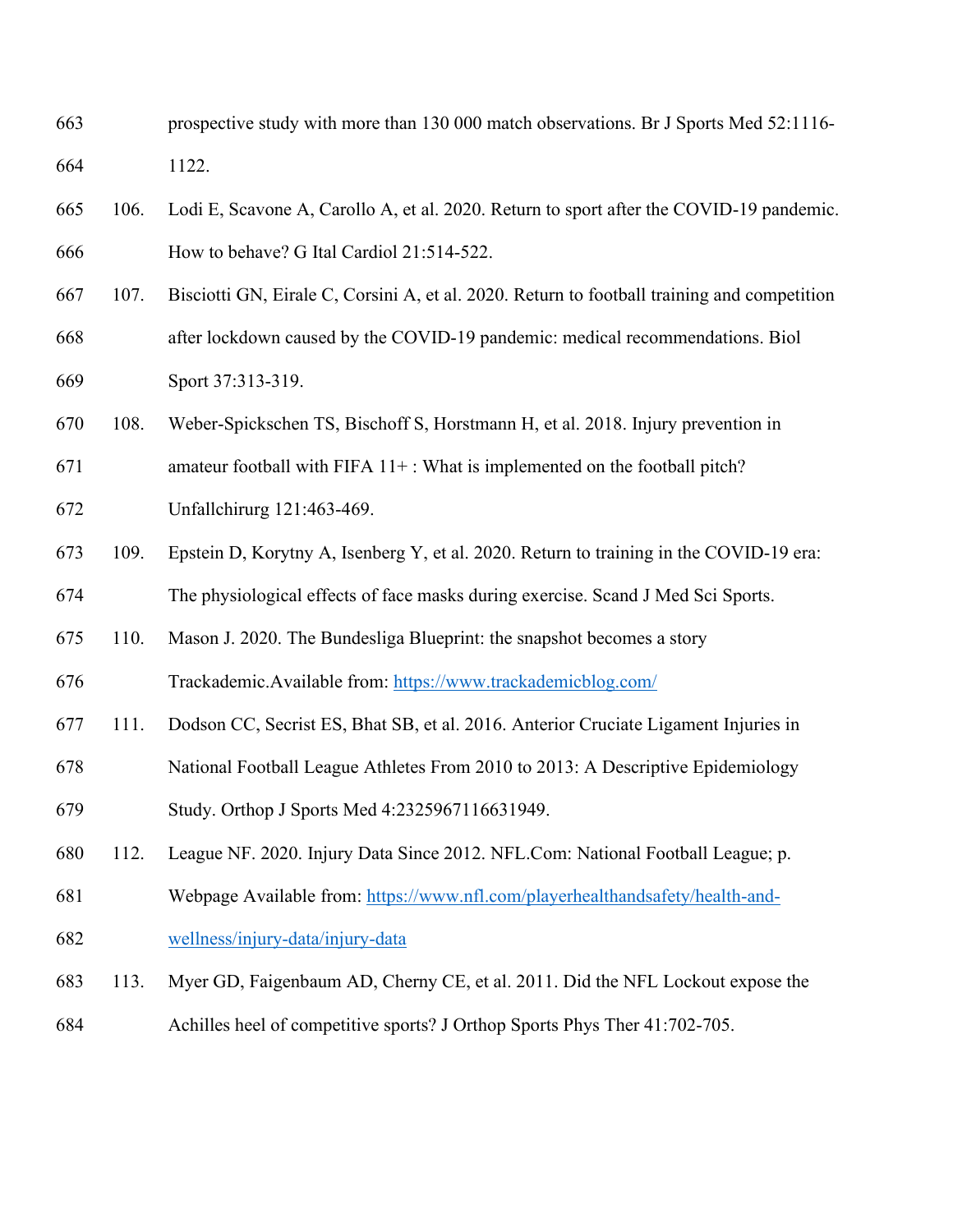prospective study with more than 130 000 match observations. Br J Sports Med 52:1116-1122.

106. Lodi E, Scavone A, Carollo A, et al. 2020. Return to sport after the COVID-19 pandemic. How to behave? G Ital Cardiol 21:514-522.

107. Bisciotti GN, Eirale C, Corsini A, et al. 2020. Return to football training and competition after lockdown caused by the COVID-19 pandemic: medical recommendations. Biol Sport 37:313-319.

108. Weber-Spickschen TS, Bischoff S, Horstmann H, et al. 2018. Injury prevention in amateur football with FIFA 11+ : What is implemented on the football pitch? Unfallchirurg 121:463-469.

109. Epstein D, Korytny A, Isenberg Y, et al. 2020. Return to training in the COVID-19 era: The physiological effects of face masks during exercise. Scand J Med Sci Sports.

110. Mason J. 2020. The Bundesliga Blueprint: the snapshot becomes a story Trackademic.Available from: https://www.trackademicblog.com/

111. Dodson CC, Secrist ES, Bhat SB, et al. 2016. Anterior Cruciate Ligament Injuries in National Football League Athletes From 2010 to 2013: A Descriptive Epidemiology Study. Orthop J Sports Med 4:2325967116631949.

112. League NF. 2020. Injury Data Since 2012. NFL.Com: National Football League; p. Webpage Available from: https://www.nfl.com/playerhealthandsafety/health-and-wellness/injury-data/injury-data

113. Myer GD, Faigenbaum AD, Cherny CE, et al. 2011. Did the NFL Lockout expose the Achilles heel of competitive sports? J Orthop Sports Phys Ther 41:702-705.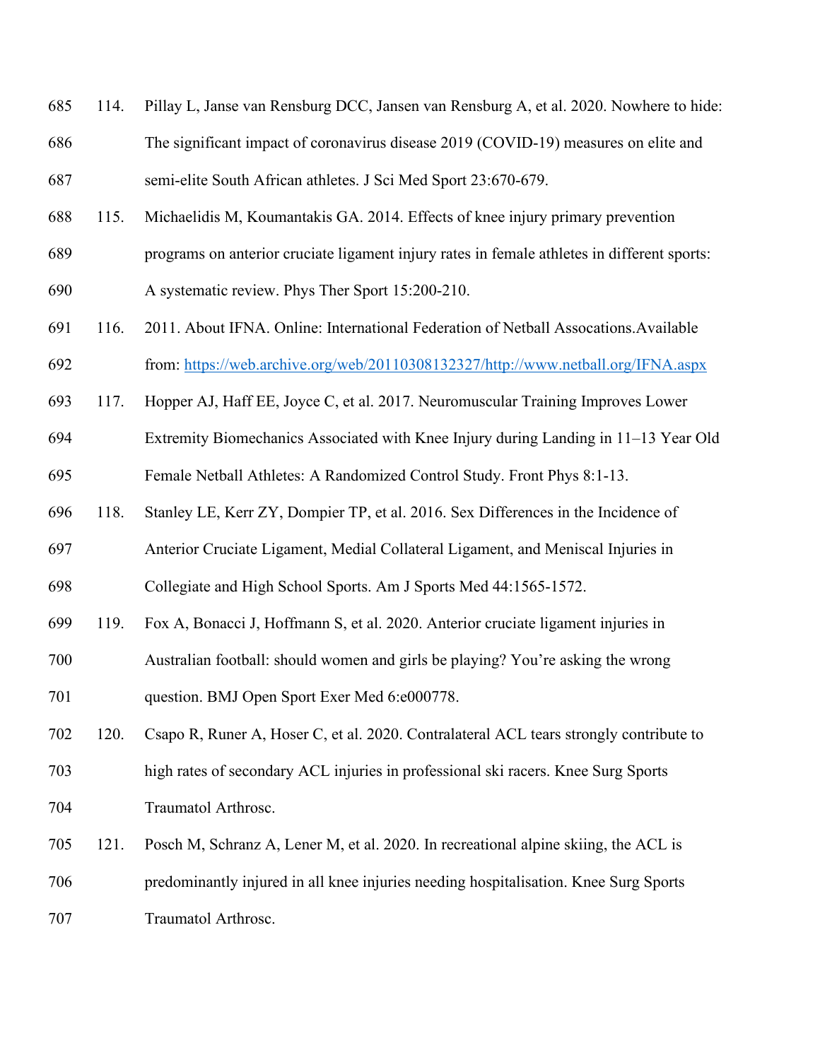114. Pillay L, Janse van Rensburg DCC, Jansen van Rensburg A, et al. 2020. Nowhere to hide: The significant impact of coronavirus disease 2019 (COVID-19) measures on elite and semi-elite South African athletes. J Sci Med Sport 23:670-679.

115. Michaelidis M, Koumantakis GA. 2014. Effects of knee injury primary prevention programs on anterior cruciate ligament injury rates in female athletes in different sports: A systematic review. Phys Ther Sport 15:200-210.

116. 2011. About IFNA. Online: International Federation of Netball Assocations.Available from: https://web.archive.org/web/20110308132327/http://www.netball.org/IFNA.aspx

117. Hopper AJ, Haff EE, Joyce C, et al. 2017. Neuromuscular Training Improves Lower Extremity Biomechanics Associated with Knee Injury during Landing in 11–13 Year Old Female Netball Athletes: A Randomized Control Study. Front Phys 8:1-13.

118. Stanley LE, Kerr ZY, Dompier TP, et al. 2016. Sex Differences in the Incidence of Anterior Cruciate Ligament, Medial Collateral Ligament, and Meniscal Injuries in Collegiate and High School Sports. Am J Sports Med 44:1565-1572.

119. Fox A, Bonacci J, Hoffmann S, et al. 2020. Anterior cruciate ligament injuries in Australian football: should women and girls be playing? You're asking the wrong question. BMJ Open Sport Exer Med 6:e000778.

120. Csapo R, Runer A, Hoser C, et al. 2020. Contralateral ACL tears strongly contribute to high rates of secondary ACL injuries in professional ski racers. Knee Surg Sports Traumatol Arthrosc.

121. Posch M, Schranz A, Lener M, et al. 2020. In recreational alpine skiing, the ACL is predominantly injured in all knee injuries needing hospitalisation. Knee Surg Sports Traumatol Arthrosc.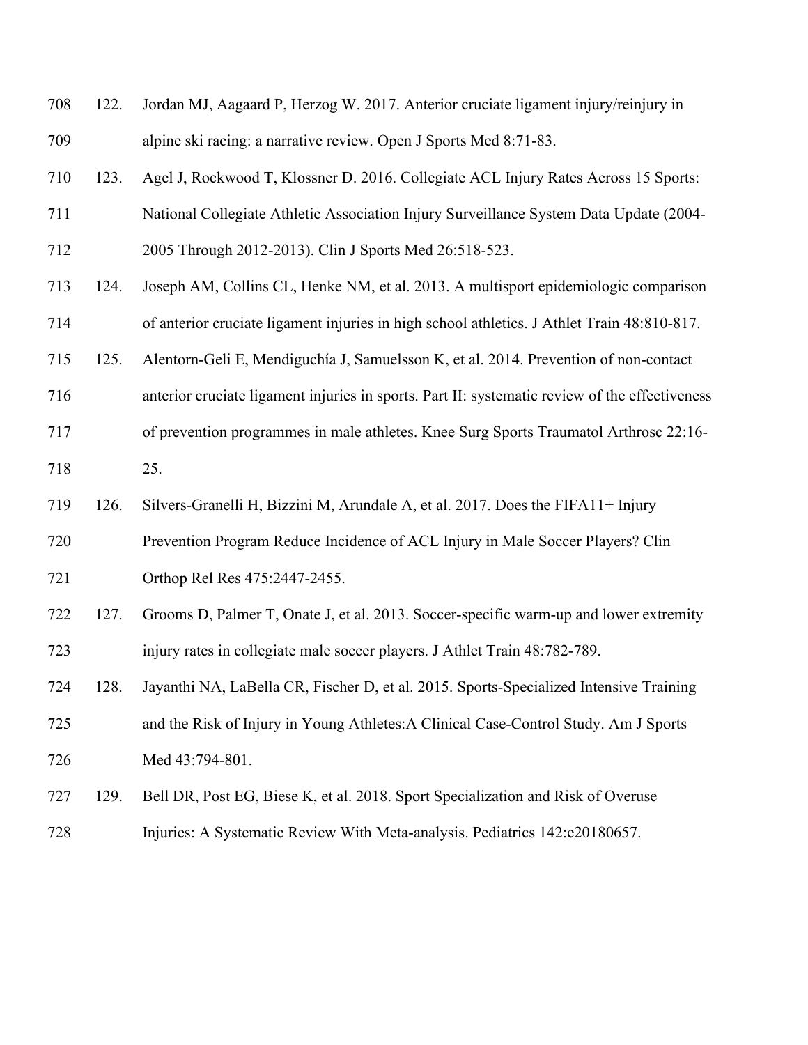122. Jordan MJ, Aagaard P, Herzog W. 2017. Anterior cruciate ligament injury/reinjury in alpine ski racing: a narrative review. Open J Sports Med 8:71-83.

123. Agel J, Rockwood T, Klossner D. 2016. Collegiate ACL Injury Rates Across 15 Sports: National Collegiate Athletic Association Injury Surveillance System Data Update (2004-2005 Through 2012-2013). Clin J Sports Med 26:518-523.

124. Joseph AM, Collins CL, Henke NM, et al. 2013. A multisport epidemiologic comparison of anterior cruciate ligament injuries in high school athletics. J Athlet Train 48:810-817.

125. Alentorn-Geli E, Mendiguchía J, Samuelsson K, et al. 2014. Prevention of non-contact anterior cruciate ligament injuries in sports. Part II: systematic review of the effectiveness of prevention programmes in male athletes. Knee Surg Sports Traumatol Arthrosc 22:16-25.

126. Silvers-Granelli H, Bizzini M, Arundale A, et al. 2017. Does the FIFA11+ Injury Prevention Program Reduce Incidence of ACL Injury in Male Soccer Players? Clin Orthop Rel Res 475:2447-2455.

127. Grooms D, Palmer T, Onate J, et al. 2013. Soccer-specific warm-up and lower extremity injury rates in collegiate male soccer players. J Athlet Train 48:782-789.

128. Jayanthi NA, LaBella CR, Fischer D, et al. 2015. Sports-Specialized Intensive Training and the Risk of Injury in Young Athletes:A Clinical Case-Control Study. Am J Sports Med 43:794-801.

129. Bell DR, Post EG, Biese K, et al. 2018. Sport Specialization and Risk of Overuse Injuries: A Systematic Review With Meta-analysis. Pediatrics 142:e20180657.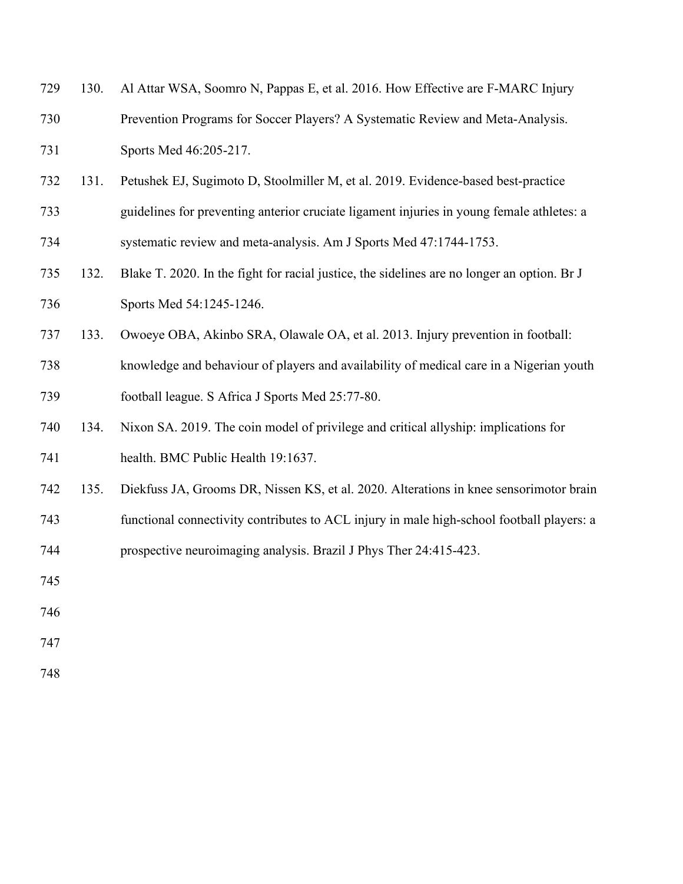130. Al Attar WSA, Soomro N, Pappas E, et al. 2016. How Effective are F-MARC Injury Prevention Programs for Soccer Players? A Systematic Review and Meta-Analysis. Sports Med 46:205-217.
131. Petushek EJ, Sugimoto D, Stoolmiller M, et al. 2019. Evidence-based best-practice guidelines for preventing anterior cruciate ligament injuries in young female athletes: a systematic review and meta-analysis. Am J Sports Med 47:1744-1753.
132. Blake T. 2020. In the fight for racial justice, the sidelines are no longer an option. Br J Sports Med 54:1245-1246.
133. Owoeye OBA, Akinbo SRA, Olawale OA, et al. 2013. Injury prevention in football: knowledge and behaviour of players and availability of medical care in a Nigerian youth football league. S Africa J Sports Med 25:77-80.
134. Nixon SA. 2019. The coin model of privilege and critical allyship: implications for health. BMC Public Health 19:1637.
135. Diekfuss JA, Grooms DR, Nissen KS, et al. 2020. Alterations in knee sensorimotor brain functional connectivity contributes to ACL injury in male high-school football players: a prospective neuroimaging analysis. Brazil J Phys Ther 24:415-423.